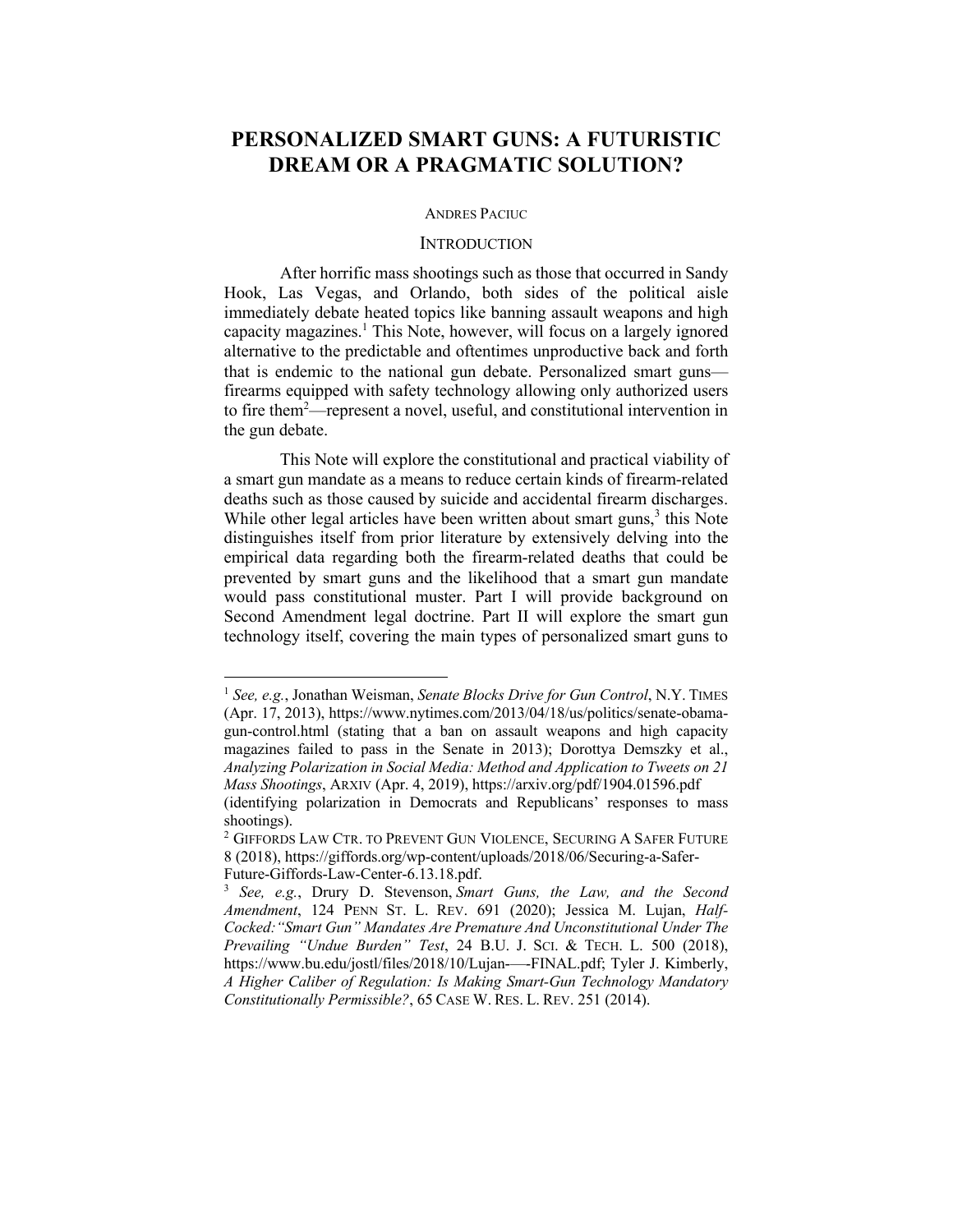# PERSONALIZED SMART GUNS: A FUTURISTIC DREAM OR A PRAGMATIC SOLUTION?

ANDRES PACIUC

## INTRODUCTION

After horrific mass shootings such as those that occurred in Sandy Hook, Las Vegas, and Orlando, both sides of the political aisle immediately debate heated topics like banning assault weapons and high capacity magazines.[1] This Note, however, will focus on a largely ignored alternative to the predictable and oftentimes unproductive back and forth that is endemic to the national gun debate. Personalized smart guns—firearms equipped with safety technology allowing only authorized users to fire them[2]—represent a novel, useful, and constitutional intervention in the gun debate.

This Note will explore the constitutional and practical viability of a smart gun mandate as a means to reduce certain kinds of firearm-related deaths such as those caused by suicide and accidental firearm discharges. While other legal articles have been written about smart guns,[3] this Note distinguishes itself from prior literature by extensively delving into the empirical data regarding both the firearm-related deaths that could be prevented by smart guns and the likelihood that a smart gun mandate would pass constitutional muster. Part I will provide background on Second Amendment legal doctrine. Part II will explore the smart gun technology itself, covering the main types of personalized smart guns to

---

[1] *See, e.g.*, Jonathan Weisman, *Senate Blocks Drive for Gun Control*, N.Y. TIMES (Apr. 17, 2013), https://www.nytimes.com/2013/04/18/us/politics/senate-obama-gun-control.html (stating that a ban on assault weapons and high capacity magazines failed to pass in the Senate in 2013); Dorottya Demszky et al., *Analyzing Polarization in Social Media: Method and Application to Tweets on 21 Mass Shootings*, ARXIV (Apr. 4, 2019), https://arxiv.org/pdf/1904.01596.pdf (identifying polarization in Democrats and Republicans' responses to mass shootings).

[2] GIFFORDS LAW CTR. TO PREVENT GUN VIOLENCE, SECURING A SAFER FUTURE 8 (2018), https://giffords.org/wp-content/uploads/2018/06/Securing-a-Safer-Future-Giffords-Law-Center-6.13.18.pdf.

[3] *See, e.g.*, Drury D. Stevenson, *Smart Guns, the Law, and the Second Amendment*, 124 PENN ST. L. REV. 691 (2020); Jessica M. Lujan, *Half-Cocked: "Smart Gun" Mandates Are Premature And Unconstitutional Under The Prevailing "Undue Burden" Test*, 24 B.U. J. SCI. & TECH. L. 500 (2018), https://www.bu.edu/jostl/files/2018/10/Lujan-—-FINAL.pdf; Tyler J. Kimberly, *A Higher Caliber of Regulation: Is Making Smart-Gun Technology Mandatory Constitutionally Permissible?*, 65 CASE W. RES. L. REV. 251 (2014).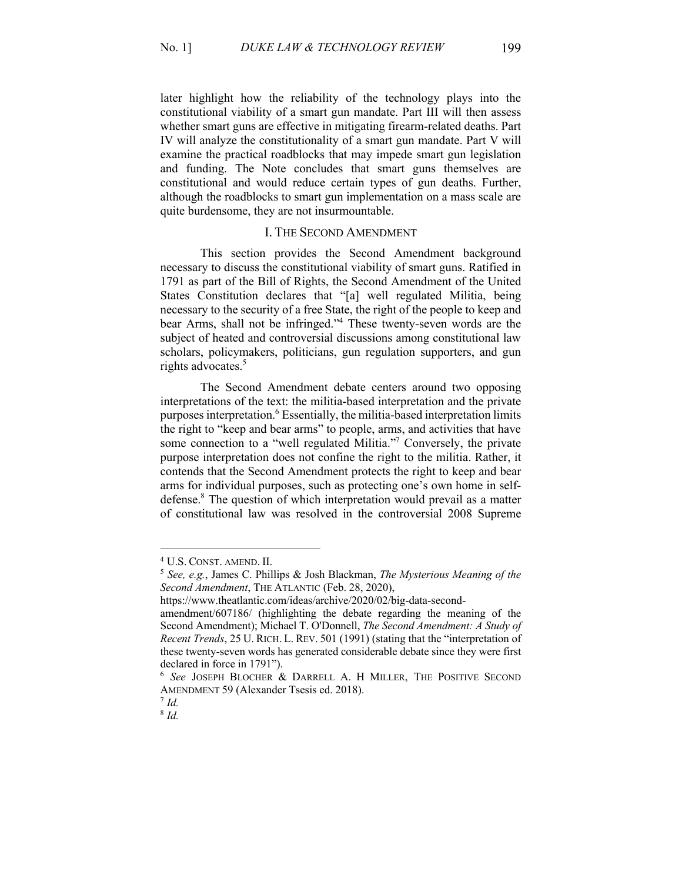later highlight how the reliability of the technology plays into the constitutional viability of a smart gun mandate. Part III will then assess whether smart guns are effective in mitigating firearm-related deaths. Part IV will analyze the constitutionality of a smart gun mandate. Part V will examine the practical roadblocks that may impede smart gun legislation and funding. The Note concludes that smart guns themselves are constitutional and would reduce certain types of gun deaths. Further, although the roadblocks to smart gun implementation on a mass scale are quite burdensome, they are not insurmountable.

## I. The Second Amendment

This section provides the Second Amendment background necessary to discuss the constitutional viability of smart guns. Ratified in 1791 as part of the Bill of Rights, the Second Amendment of the United States Constitution declares that "[a] well regulated Militia, being necessary to the security of a free State, the right of the people to keep and bear Arms, shall not be infringed."[4] These twenty-seven words are the subject of heated and controversial discussions among constitutional law scholars, policymakers, politicians, gun regulation supporters, and gun rights advocates.[5]

The Second Amendment debate centers around two opposing interpretations of the text: the militia-based interpretation and the private purposes interpretation.[6] Essentially, the militia-based interpretation limits the right to "keep and bear arms" to people, arms, and activities that have some connection to a "well regulated Militia."[7] Conversely, the private purpose interpretation does not confine the right to the militia. Rather, it contends that the Second Amendment protects the right to keep and bear arms for individual purposes, such as protecting one's own home in self-defense.[8] The question of which interpretation would prevail as a matter of constitutional law was resolved in the controversial 2008 Supreme

---

[4] U.S. CONST. AMEND. II.

[5] *See, e.g.*, James C. Phillips & Josh Blackman, *The Mysterious Meaning of the Second Amendment*, THE ATLANTIC (Feb. 28, 2020), https://www.theatlantic.com/ideas/archive/2020/02/big-data-second-amendment/607186/ (highlighting the debate regarding the meaning of the Second Amendment); Michael T. O'Donnell, *The Second Amendment: A Study of Recent Trends*, 25 U. RICH. L. REV. 501 (1991) (stating that the "interpretation of these twenty-seven words has generated considerable debate since they were first declared in force in 1791").

[6] *See* JOSEPH BLOCHER & DARRELL A. H MILLER, THE POSITIVE SECOND AMENDMENT 59 (Alexander Tsesis ed. 2018).

[7] *Id.*

[8] *Id.*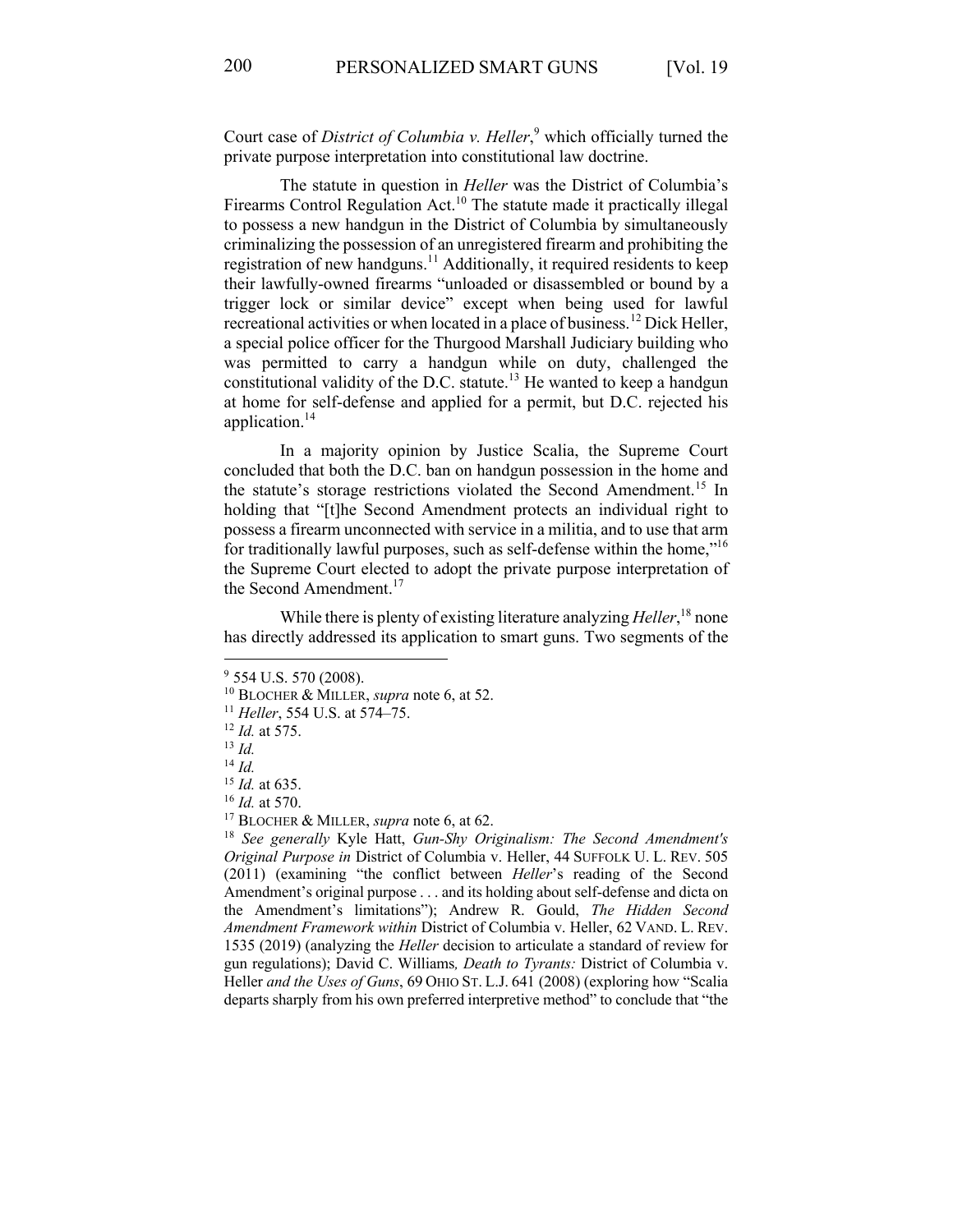Court case of *District of Columbia v. Heller*,[9] which officially turned the private purpose interpretation into constitutional law doctrine.

The statute in question in *Heller* was the District of Columbia's Firearms Control Regulation Act.[10] The statute made it practically illegal to possess a new handgun in the District of Columbia by simultaneously criminalizing the possession of an unregistered firearm and prohibiting the registration of new handguns.[11] Additionally, it required residents to keep their lawfully-owned firearms "unloaded or disassembled or bound by a trigger lock or similar device" except when being used for lawful recreational activities or when located in a place of business.[12] Dick Heller, a special police officer for the Thurgood Marshall Judiciary building who was permitted to carry a handgun while on duty, challenged the constitutional validity of the D.C. statute.[13] He wanted to keep a handgun at home for self-defense and applied for a permit, but D.C. rejected his application.[14]

In a majority opinion by Justice Scalia, the Supreme Court concluded that both the D.C. ban on handgun possession in the home and the statute's storage restrictions violated the Second Amendment.[15] In holding that "[t]he Second Amendment protects an individual right to possess a firearm unconnected with service in a militia, and to use that arm for traditionally lawful purposes, such as self-defense within the home,"[16] the Supreme Court elected to adopt the private purpose interpretation of the Second Amendment.[17]

While there is plenty of existing literature analyzing *Heller*,[18] none has directly addressed its application to smart guns. Two segments of the

---

[9] 554 U.S. 570 (2008).

[10] BLOCHER & MILLER, *supra* note 6, at 52.

[11] *Heller*, 554 U.S. at 574–75.

[12] *Id.* at 575.

[13] *Id.*

[14] *Id.*

[15] *Id.* at 635.

[16] *Id.* at 570.

[17] BLOCHER & MILLER, *supra* note 6, at 62.

[18] *See generally* Kyle Hatt, *Gun-Shy Originalism: The Second Amendment's Original Purpose in* District of Columbia v. Heller, 44 SUFFOLK U. L. REV. 505 (2011) (examining "the conflict between *Heller*'s reading of the Second Amendment's original purpose . . . and its holding about self-defense and dicta on the Amendment's limitations"); Andrew R. Gould, *The Hidden Second Amendment Framework within* District of Columbia v. Heller, 62 VAND. L. REV. 1535 (2019) (analyzing the *Heller* decision to articulate a standard of review for gun regulations); David C. Williams*, Death to Tyrants:* District of Columbia v. Heller *and the Uses of Guns*, 69 OHIO ST. L.J. 641 (2008) (exploring how "Scalia departs sharply from his own preferred interpretive method" to conclude that "the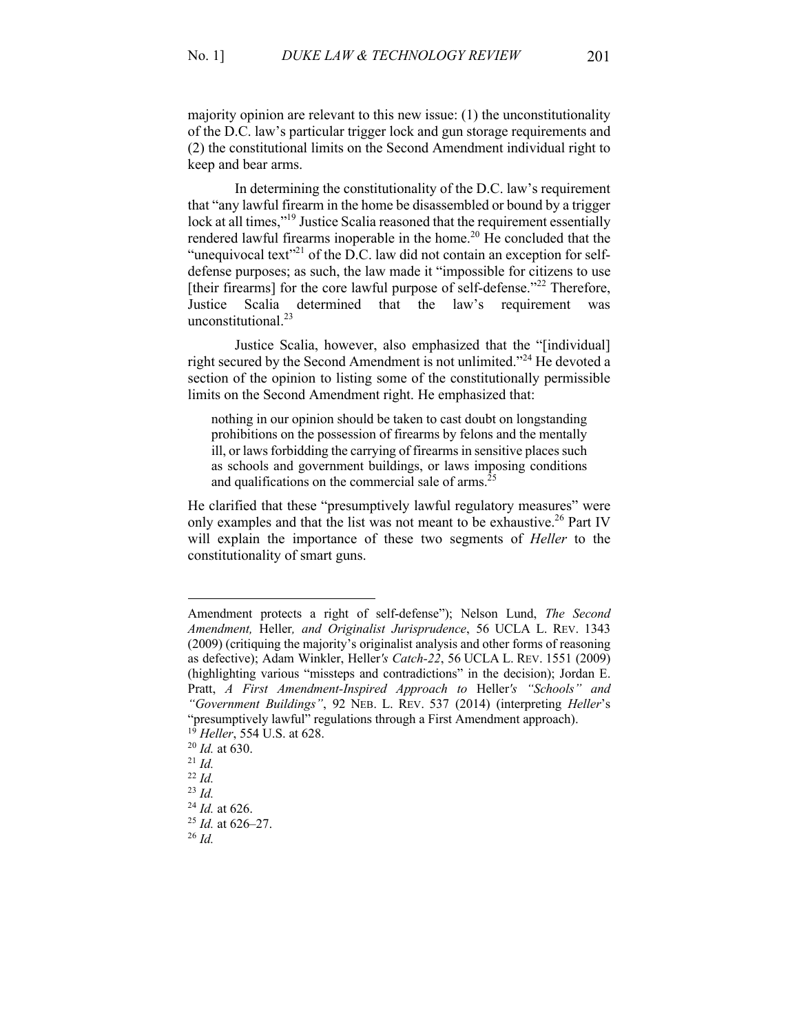majority opinion are relevant to this new issue: (1) the unconstitutionality of the D.C. law's particular trigger lock and gun storage requirements and (2) the constitutional limits on the Second Amendment individual right to keep and bear arms.

In determining the constitutionality of the D.C. law's requirement that "any lawful firearm in the home be disassembled or bound by a trigger lock at all times,"[19] Justice Scalia reasoned that the requirement essentially rendered lawful firearms inoperable in the home.[20] He concluded that the "unequivocal text"[21] of the D.C. law did not contain an exception for self-defense purposes; as such, the law made it "impossible for citizens to use [their firearms] for the core lawful purpose of self-defense."[22] Therefore, Justice Scalia determined that the law's requirement was unconstitutional.[23]

Justice Scalia, however, also emphasized that the "[individual] right secured by the Second Amendment is not unlimited."[24] He devoted a section of the opinion to listing some of the constitutionally permissible limits on the Second Amendment right. He emphasized that:

> nothing in our opinion should be taken to cast doubt on longstanding prohibitions on the possession of firearms by felons and the mentally ill, or laws forbidding the carrying of firearms in sensitive places such as schools and government buildings, or laws imposing conditions and qualifications on the commercial sale of arms.[25]

He clarified that these "presumptively lawful regulatory measures" were only examples and that the list was not meant to be exhaustive.[26] Part IV will explain the importance of these two segments of *Heller* to the constitutionality of smart guns.

---

Amendment protects a right of self-defense"); Nelson Lund, *The Second Amendment,* Heller*, and Originalist Jurisprudence*, 56 UCLA L. REV. 1343 (2009) (critiquing the majority's originalist analysis and other forms of reasoning as defective); Adam Winkler, Heller*'s Catch-22*, 56 UCLA L. REV. 1551 (2009) (highlighting various "missteps and contradictions" in the decision); Jordan E. Pratt, *A First Amendment-Inspired Approach to* Heller*'s "Schools" and "Government Buildings"*, 92 NEB. L. REV. 537 (2014) (interpreting *Heller*'s "presumptively lawful" regulations through a First Amendment approach).

[19] *Heller*, 554 U.S. at 628.

[20] *Id.* at 630.

[21] *Id.*

[22] *Id.*

[23] *Id.*

[24] *Id.* at 626.

[25] *Id.* at 626–27.

[26] *Id.*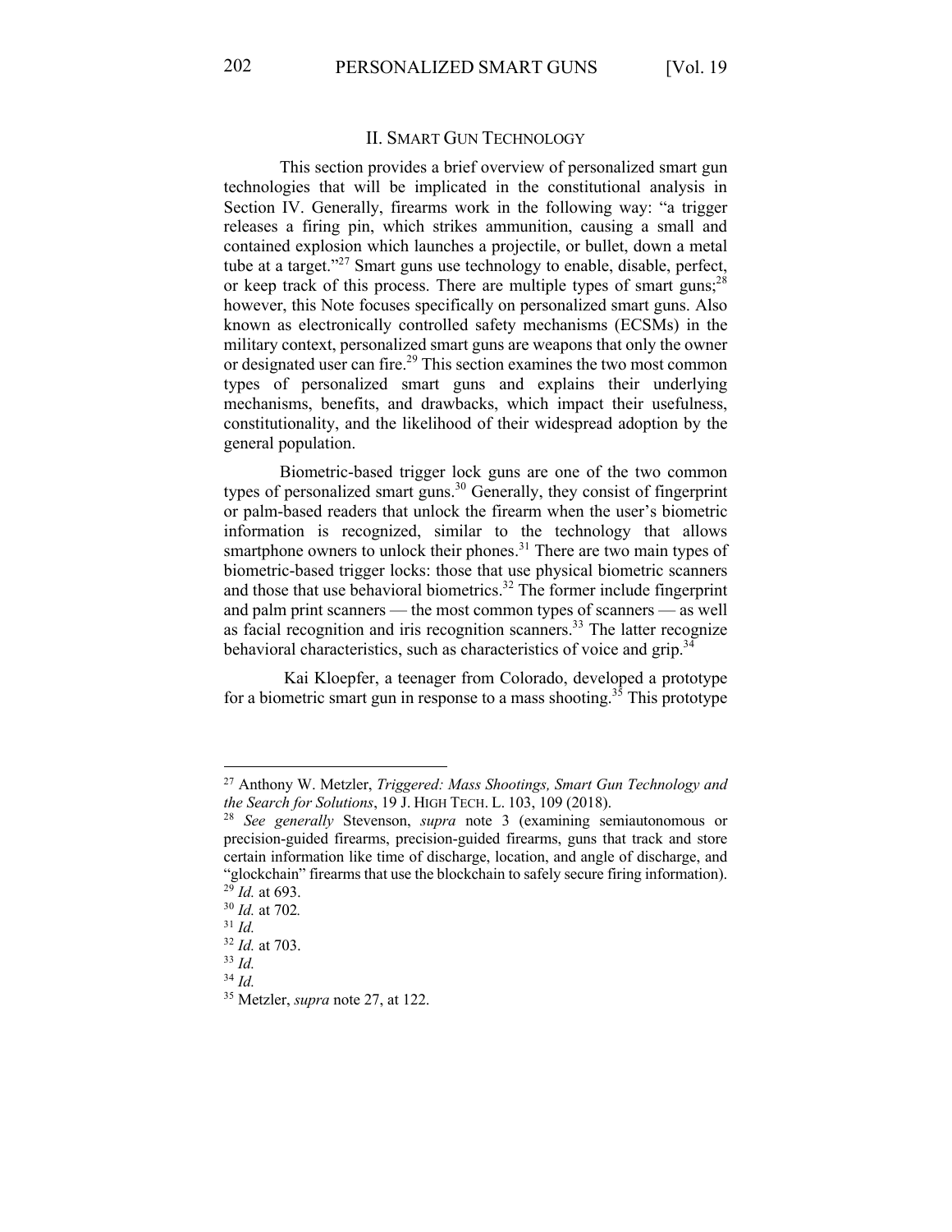## II. SMART GUN TECHNOLOGY

This section provides a brief overview of personalized smart gun technologies that will be implicated in the constitutional analysis in Section IV. Generally, firearms work in the following way: "a trigger releases a firing pin, which strikes ammunition, causing a small and contained explosion which launches a projectile, or bullet, down a metal tube at a target."[27] Smart guns use technology to enable, disable, perfect, or keep track of this process. There are multiple types of smart guns;[28] however, this Note focuses specifically on personalized smart guns. Also known as electronically controlled safety mechanisms (ECSMs) in the military context, personalized smart guns are weapons that only the owner or designated user can fire.[29] This section examines the two most common types of personalized smart guns and explains their underlying mechanisms, benefits, and drawbacks, which impact their usefulness, constitutionality, and the likelihood of their widespread adoption by the general population.

Biometric-based trigger lock guns are one of the two common types of personalized smart guns.[30] Generally, they consist of fingerprint or palm-based readers that unlock the firearm when the user's biometric information is recognized, similar to the technology that allows smartphone owners to unlock their phones.[31] There are two main types of biometric-based trigger locks: those that use physical biometric scanners and those that use behavioral biometrics.[32] The former include fingerprint and palm print scanners — the most common types of scanners — as well as facial recognition and iris recognition scanners.[33] The latter recognize behavioral characteristics, such as characteristics of voice and grip.[34]

Kai Kloepfer, a teenager from Colorado, developed a prototype for a biometric smart gun in response to a mass shooting.[35] This prototype

---

[27] Anthony W. Metzler, *Triggered: Mass Shootings, Smart Gun Technology and the Search for Solutions*, 19 J. HIGH TECH. L. 103, 109 (2018).

[28] *See generally* Stevenson, *supra* note 3 (examining semiautonomous or precision-guided firearms, precision-guided firearms, guns that track and store certain information like time of discharge, location, and angle of discharge, and "glockchain" firearms that use the blockchain to safely secure firing information).

[29] *Id.* at 693.

[30] *Id.* at 702*.*

[31] *Id.*

[32] *Id.* at 703.

[33] *Id.*

[34] *Id.*

[35] Metzler, *supra* note 27, at 122.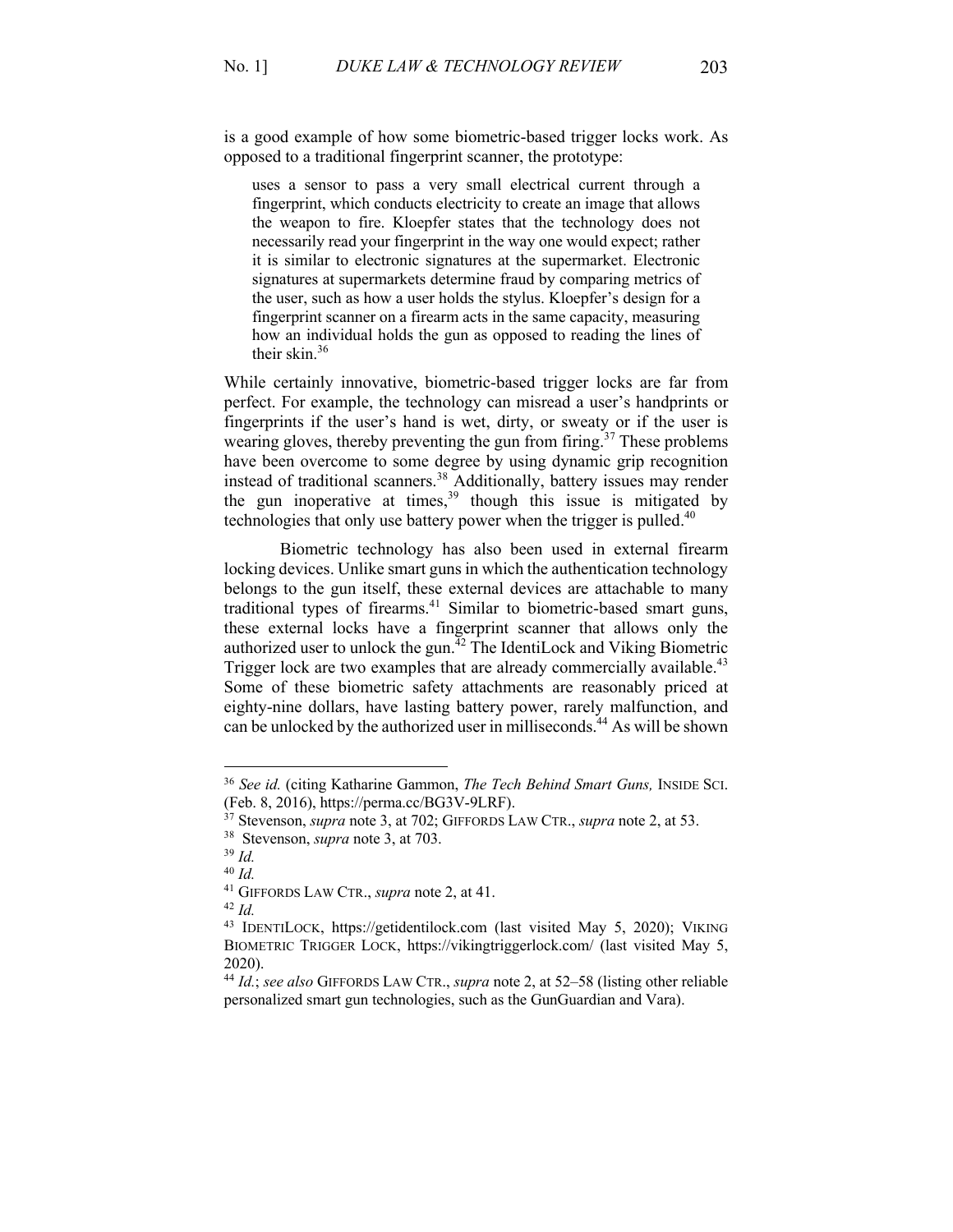is a good example of how some biometric-based trigger locks work. As opposed to a traditional fingerprint scanner, the prototype:

> uses a sensor to pass a very small electrical current through a fingerprint, which conducts electricity to create an image that allows the weapon to fire. Kloepfer states that the technology does not necessarily read your fingerprint in the way one would expect; rather it is similar to electronic signatures at the supermarket. Electronic signatures at supermarkets determine fraud by comparing metrics of the user, such as how a user holds the stylus. Kloepfer's design for a fingerprint scanner on a firearm acts in the same capacity, measuring how an individual holds the gun as opposed to reading the lines of their skin.[36]

While certainly innovative, biometric-based trigger locks are far from perfect. For example, the technology can misread a user's handprints or fingerprints if the user's hand is wet, dirty, or sweaty or if the user is wearing gloves, thereby preventing the gun from firing.[37] These problems have been overcome to some degree by using dynamic grip recognition instead of traditional scanners.[38] Additionally, battery issues may render the gun inoperative at times,[39] though this issue is mitigated by technologies that only use battery power when the trigger is pulled.[40]

Biometric technology has also been used in external firearm locking devices. Unlike smart guns in which the authentication technology belongs to the gun itself, these external devices are attachable to many traditional types of firearms.[41] Similar to biometric-based smart guns, these external locks have a fingerprint scanner that allows only the authorized user to unlock the gun.[42] The IdentiLock and Viking Biometric Trigger lock are two examples that are already commercially available.[43] Some of these biometric safety attachments are reasonably priced at eighty-nine dollars, have lasting battery power, rarely malfunction, and can be unlocked by the authorized user in milliseconds.[44] As will be shown

---

[36] *See id.* (citing Katharine Gammon, *The Tech Behind Smart Guns,* INSIDE SCI. (Feb. 8, 2016), https://perma.cc/BG3V-9LRF).

[37] Stevenson, *supra* note 3, at 702; GIFFORDS LAW CTR., *supra* note 2, at 53.

[38] Stevenson, *supra* note 3, at 703.

[39] *Id.*

[40] *Id.*

[41] GIFFORDS LAW CTR., *supra* note 2, at 41.

[42] *Id.*

[43] IDENTILOCK, https://getidentilock.com (last visited May 5, 2020); VIKING BIOMETRIC TRIGGER LOCK, https://vikingtriggerlock.com/ (last visited May 5, 2020).

[44] *Id.*; *see also* GIFFORDS LAW CTR., *supra* note 2, at 52–58 (listing other reliable personalized smart gun technologies, such as the GunGuardian and Vara).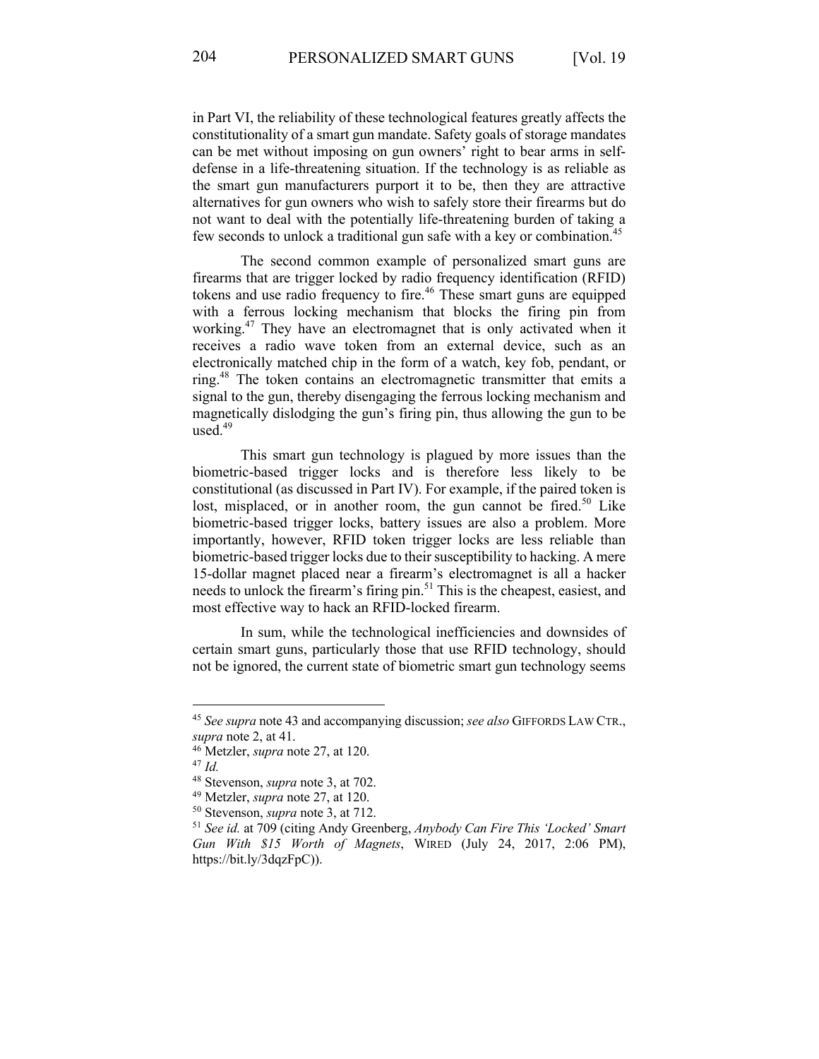in Part VI, the reliability of these technological features greatly affects the constitutionality of a smart gun mandate. Safety goals of storage mandates can be met without imposing on gun owners' right to bear arms in self-defense in a life-threatening situation. If the technology is as reliable as the smart gun manufacturers purport it to be, then they are attractive alternatives for gun owners who wish to safely store their firearms but do not want to deal with the potentially life-threatening burden of taking a few seconds to unlock a traditional gun safe with a key or combination.[45]

The second common example of personalized smart guns are firearms that are trigger locked by radio frequency identification (RFID) tokens and use radio frequency to fire.[46] These smart guns are equipped with a ferrous locking mechanism that blocks the firing pin from working.[47] They have an electromagnet that is only activated when it receives a radio wave token from an external device, such as an electronically matched chip in the form of a watch, key fob, pendant, or ring.[48] The token contains an electromagnetic transmitter that emits a signal to the gun, thereby disengaging the ferrous locking mechanism and magnetically dislodging the gun's firing pin, thus allowing the gun to be used.[49]

This smart gun technology is plagued by more issues than the biometric-based trigger locks and is therefore less likely to be constitutional (as discussed in Part IV). For example, if the paired token is lost, misplaced, or in another room, the gun cannot be fired.[50] Like biometric-based trigger locks, battery issues are also a problem. More importantly, however, RFID token trigger locks are less reliable than biometric-based trigger locks due to their susceptibility to hacking. A mere 15-dollar magnet placed near a firearm's electromagnet is all a hacker needs to unlock the firearm's firing pin.[51] This is the cheapest, easiest, and most effective way to hack an RFID-locked firearm.

In sum, while the technological inefficiencies and downsides of certain smart guns, particularly those that use RFID technology, should not be ignored, the current state of biometric smart gun technology seems

---

[45] *See supra* note 43 and accompanying discussion; *see also* GIFFORDS LAW CTR., *supra* note 2, at 41.

[46] Metzler, *supra* note 27, at 120.

[47] *Id.*

[48] Stevenson, *supra* note 3, at 702.

[49] Metzler, *supra* note 27, at 120.

[50] Stevenson, *supra* note 3, at 712.

[51] *See id.* at 709 (citing Andy Greenberg, *Anybody Can Fire This 'Locked' Smart Gun With $15 Worth of Magnets*, WIRED (July 24, 2017, 2:06 PM), https://bit.ly/3dqzFpC)).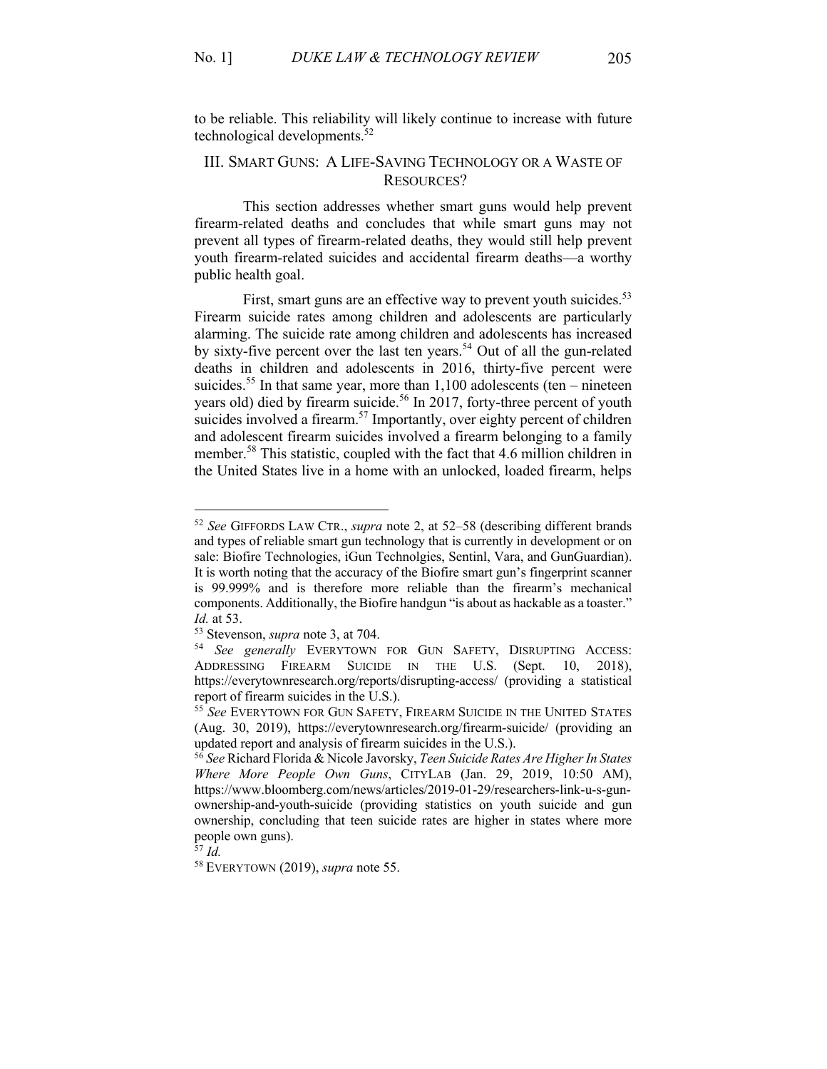to be reliable. This reliability will likely continue to increase with future technological developments.[52]

## III. Smart Guns: A Life-Saving Technology or a Waste of Resources?

This section addresses whether smart guns would help prevent firearm-related deaths and concludes that while smart guns may not prevent all types of firearm-related deaths, they would still help prevent youth firearm-related suicides and accidental firearm deaths—a worthy public health goal.

First, smart guns are an effective way to prevent youth suicides.[53] Firearm suicide rates among children and adolescents are particularly alarming. The suicide rate among children and adolescents has increased by sixty-five percent over the last ten years.[54] Out of all the gun-related deaths in children and adolescents in 2016, thirty-five percent were suicides.[55] In that same year, more than 1,100 adolescents (ten – nineteen years old) died by firearm suicide.[56] In 2017, forty-three percent of youth suicides involved a firearm.[57] Importantly, over eighty percent of children and adolescent firearm suicides involved a firearm belonging to a family member.[58] This statistic, coupled with the fact that 4.6 million children in the United States live in a home with an unlocked, loaded firearm, helps

---

[52] *See* GIFFORDS LAW CTR., *supra* note 2, at 52–58 (describing different brands and types of reliable smart gun technology that is currently in development or on sale: Biofire Technologies, iGun Technolgies, Sentinl, Vara, and GunGuardian). It is worth noting that the accuracy of the Biofire smart gun's fingerprint scanner is 99.999% and is therefore more reliable than the firearm's mechanical components. Additionally, the Biofire handgun "is about as hackable as a toaster." *Id.* at 53.

[53] Stevenson, *supra* note 3, at 704.

[54] *See generally* EVERYTOWN FOR GUN SAFETY, DISRUPTING ACCESS: ADDRESSING FIREARM SUICIDE IN THE U.S. (Sept. 10, 2018), https://everytownresearch.org/reports/disrupting-access/ (providing a statistical report of firearm suicides in the U.S.).

[55] *See* EVERYTOWN FOR GUN SAFETY, FIREARM SUICIDE IN THE UNITED STATES (Aug. 30, 2019), https://everytownresearch.org/firearm-suicide/ (providing an updated report and analysis of firearm suicides in the U.S.).

[56] *See* Richard Florida & Nicole Javorsky, *Teen Suicide Rates Are Higher In States Where More People Own Guns*, CITYLAB (Jan. 29, 2019, 10:50 AM), https://www.bloomberg.com/news/articles/2019-01-29/researchers-link-u-s-gun-ownership-and-youth-suicide (providing statistics on youth suicide and gun ownership, concluding that teen suicide rates are higher in states where more people own guns).

[57] *Id.*

[58] EVERYTOWN (2019), *supra* note 55.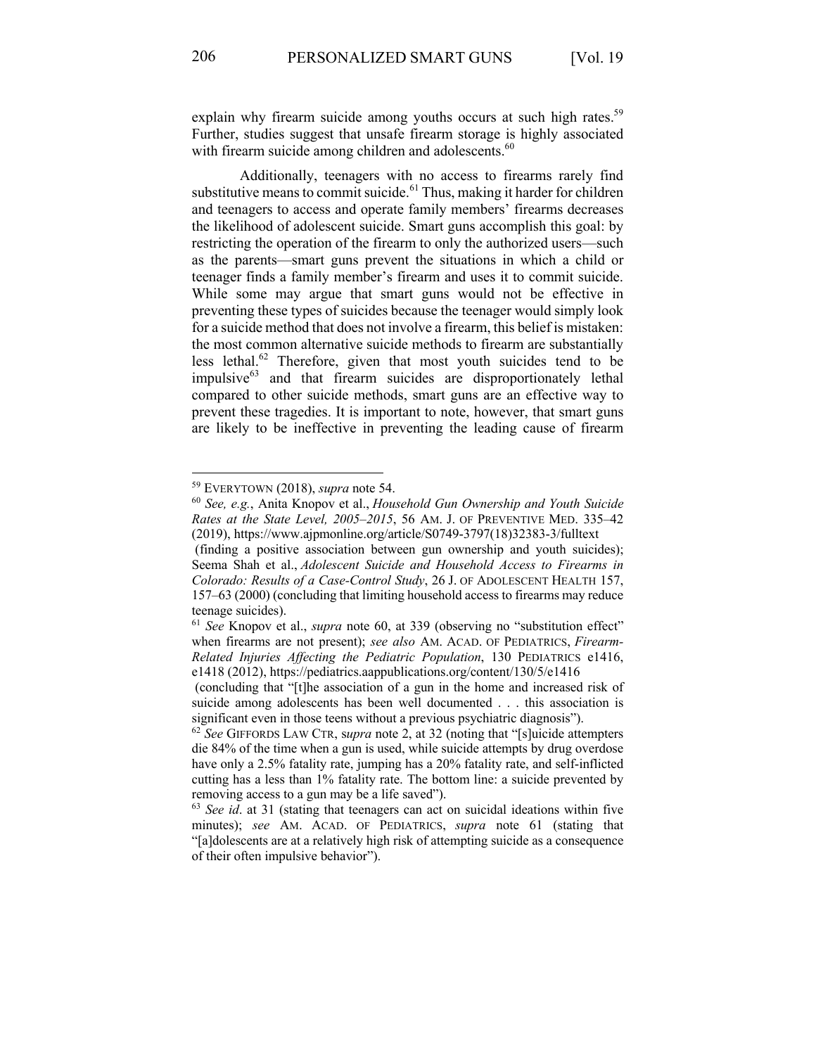explain why firearm suicide among youths occurs at such high rates.[59] Further, studies suggest that unsafe firearm storage is highly associated with firearm suicide among children and adolescents.[60]

Additionally, teenagers with no access to firearms rarely find substitutive means to commit suicide.[61] Thus, making it harder for children and teenagers to access and operate family members' firearms decreases the likelihood of adolescent suicide. Smart guns accomplish this goal: by restricting the operation of the firearm to only the authorized users—such as the parents—smart guns prevent the situations in which a child or teenager finds a family member's firearm and uses it to commit suicide. While some may argue that smart guns would not be effective in preventing these types of suicides because the teenager would simply look for a suicide method that does not involve a firearm, this belief is mistaken: the most common alternative suicide methods to firearm are substantially less lethal.[62] Therefore, given that most youth suicides tend to be impulsive[63] and that firearm suicides are disproportionately lethal compared to other suicide methods, smart guns are an effective way to prevent these tragedies. It is important to note, however, that smart guns are likely to be ineffective in preventing the leading cause of firearm

---

[59] EVERYTOWN (2018), *supra* note 54.

[60] *See, e.g.*, Anita Knopov et al., *Household Gun Ownership and Youth Suicide Rates at the State Level, 2005–2015*, 56 AM. J. OF PREVENTIVE MED. 335–42 (2019), https://www.ajpmonline.org/article/S0749-3797(18)32383-3/fulltext (finding a positive association between gun ownership and youth suicides); Seema Shah et al., *Adolescent Suicide and Household Access to Firearms in Colorado: Results of a Case-Control Study*, 26 J. OF ADOLESCENT HEALTH 157, 157–63 (2000) (concluding that limiting household access to firearms may reduce teenage suicides).

[61] *See* Knopov et al., *supra* note 60, at 339 (observing no "substitution effect" when firearms are not present); *see also* AM. ACAD. OF PEDIATRICS, *Firearm-Related Injuries Affecting the Pediatric Population*, 130 PEDIATRICS e1416, e1418 (2012), https://pediatrics.aappublications.org/content/130/5/e1416 (concluding that "[t]he association of a gun in the home and increased risk of suicide among adolescents has been well documented . . . this association is significant even in those teens without a previous psychiatric diagnosis").

[62] *See* GIFFORDS LAW CTR, s*upra* note 2, at 32 (noting that "[s]uicide attempters die 84% of the time when a gun is used, while suicide attempts by drug overdose have only a 2.5% fatality rate, jumping has a 20% fatality rate, and self-inflicted cutting has a less than 1% fatality rate. The bottom line: a suicide prevented by removing access to a gun may be a life saved").

[63] *See id*. at 31 (stating that teenagers can act on suicidal ideations within five minutes); *see* AM. ACAD. OF PEDIATRICS, *supra* note 61 (stating that "[a]dolescents are at a relatively high risk of attempting suicide as a consequence of their often impulsive behavior").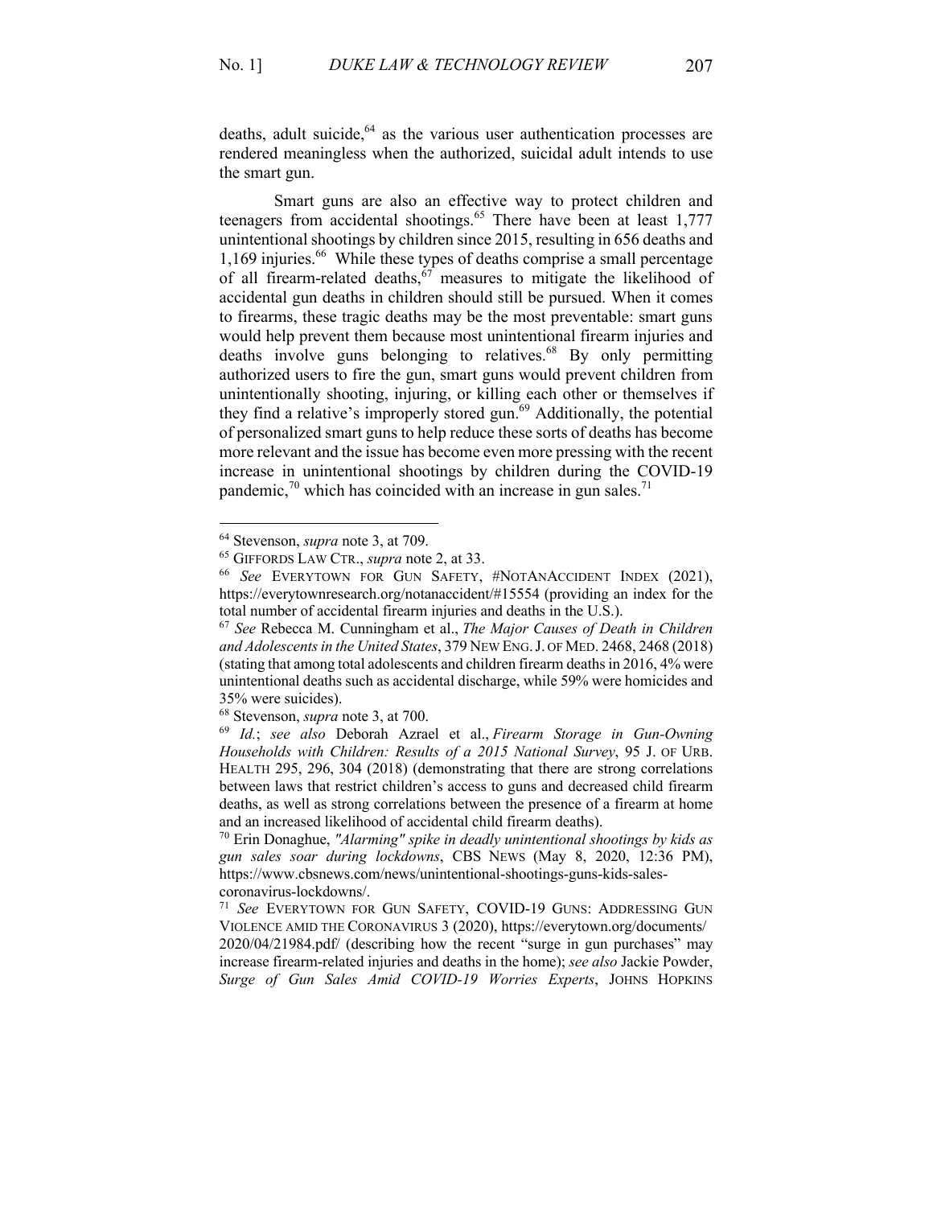deaths, adult suicide,[64] as the various user authentication processes are rendered meaningless when the authorized, suicidal adult intends to use the smart gun.

Smart guns are also an effective way to protect children and teenagers from accidental shootings.[65] There have been at least 1,777 unintentional shootings by children since 2015, resulting in 656 deaths and 1,169 injuries.[66] While these types of deaths comprise a small percentage of all firearm-related deaths,[67] measures to mitigate the likelihood of accidental gun deaths in children should still be pursued. When it comes to firearms, these tragic deaths may be the most preventable: smart guns would help prevent them because most unintentional firearm injuries and deaths involve guns belonging to relatives.[68] By only permitting authorized users to fire the gun, smart guns would prevent children from unintentionally shooting, injuring, or killing each other or themselves if they find a relative's improperly stored gun.[69] Additionally, the potential of personalized smart guns to help reduce these sorts of deaths has become more relevant and the issue has become even more pressing with the recent increase in unintentional shootings by children during the COVID-19 pandemic,[70] which has coincided with an increase in gun sales.[71]

---

[64] Stevenson, *supra* note 3, at 709.

[65] GIFFORDS LAW CTR., *supra* note 2, at 33.

[66] *See* EVERYTOWN FOR GUN SAFETY, #NOTANACCIDENT INDEX (2021), https://everytownresearch.org/notanaccident/#15554 (providing an index for the total number of accidental firearm injuries and deaths in the U.S.).

[67] *See* Rebecca M. Cunningham et al., *The Major Causes of Death in Children and Adolescents in the United States*, 379 NEW ENG. J. OF MED. 2468, 2468 (2018) (stating that among total adolescents and children firearm deaths in 2016, 4% were unintentional deaths such as accidental discharge, while 59% were homicides and 35% were suicides).

[68] Stevenson, *supra* note 3, at 700.

[69] *Id.*; *see also* Deborah Azrael et al., *Firearm Storage in Gun-Owning Households with Children: Results of a 2015 National Survey*, 95 J. OF URB. HEALTH 295, 296, 304 (2018) (demonstrating that there are strong correlations between laws that restrict children's access to guns and decreased child firearm deaths, as well as strong correlations between the presence of a firearm at home and an increased likelihood of accidental child firearm deaths).

[70] Erin Donaghue, *"Alarming" spike in deadly unintentional shootings by kids as gun sales soar during lockdowns*, CBS NEWS (May 8, 2020, 12:36 PM), https://www.cbsnews.com/news/unintentional-shootings-guns-kids-sales-coronavirus-lockdowns/.

[71] *See* EVERYTOWN FOR GUN SAFETY, COVID-19 GUNS: ADDRESSING GUN VIOLENCE AMID THE CORONAVIRUS 3 (2020), https://everytown.org/documents/2020/04/21984.pdf/ (describing how the recent "surge in gun purchases" may increase firearm-related injuries and deaths in the home); *see also* Jackie Powder, *Surge of Gun Sales Amid COVID-19 Worries Experts*, JOHNS HOPKINS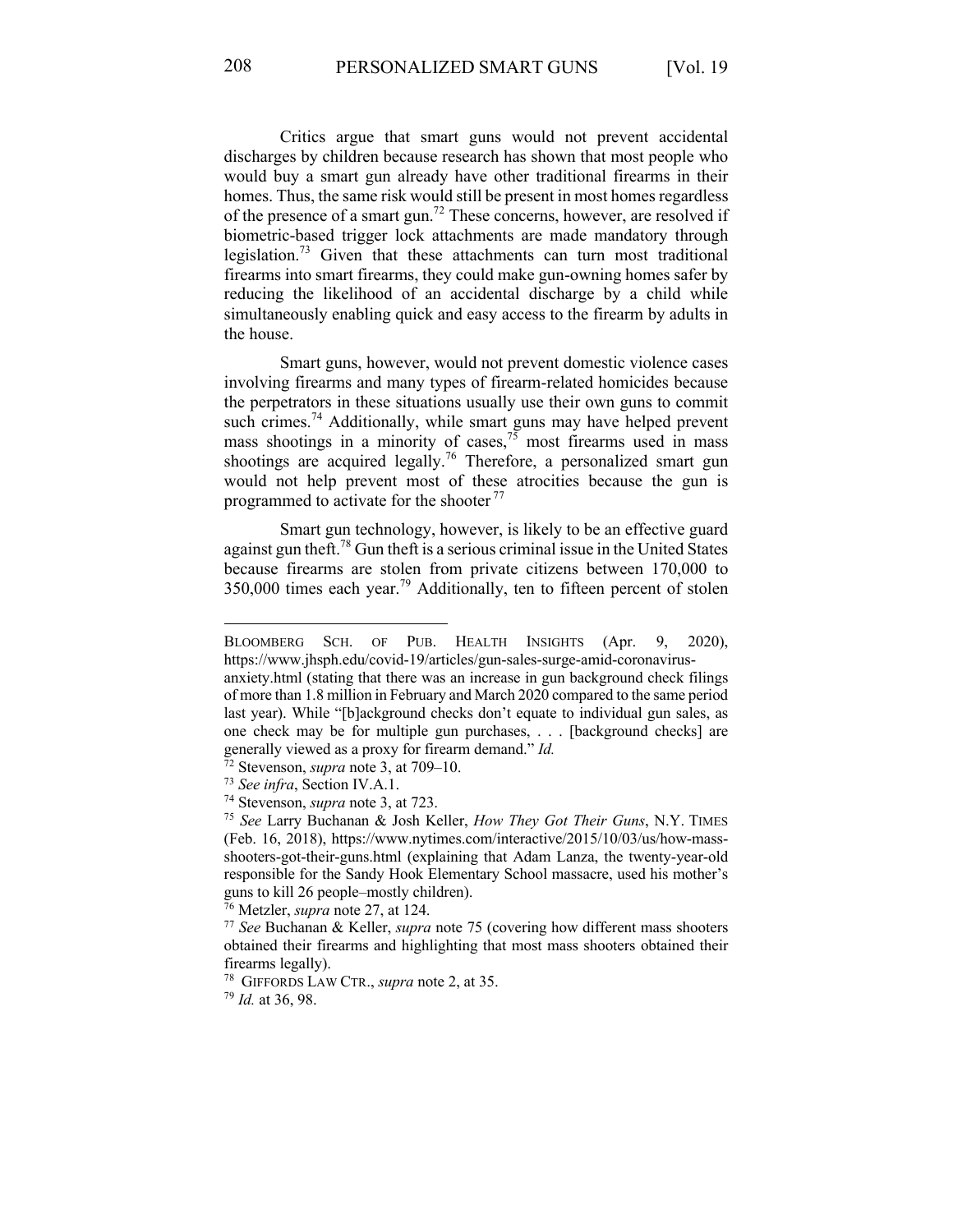Critics argue that smart guns would not prevent accidental discharges by children because research has shown that most people who would buy a smart gun already have other traditional firearms in their homes. Thus, the same risk would still be present in most homes regardless of the presence of a smart gun.[72] These concerns, however, are resolved if biometric-based trigger lock attachments are made mandatory through legislation.[73] Given that these attachments can turn most traditional firearms into smart firearms, they could make gun-owning homes safer by reducing the likelihood of an accidental discharge by a child while simultaneously enabling quick and easy access to the firearm by adults in the house.

Smart guns, however, would not prevent domestic violence cases involving firearms and many types of firearm-related homicides because the perpetrators in these situations usually use their own guns to commit such crimes.[74] Additionally, while smart guns may have helped prevent mass shootings in a minority of cases,[75] most firearms used in mass shootings are acquired legally.[76] Therefore, a personalized smart gun would not help prevent most of these atrocities because the gun is programmed to activate for the shooter [77]

Smart gun technology, however, is likely to be an effective guard against gun theft.[78] Gun theft is a serious criminal issue in the United States because firearms are stolen from private citizens between 170,000 to 350,000 times each year.[79] Additionally, ten to fifteen percent of stolen

---

BLOOMBERG SCH. OF PUB. HEALTH INSIGHTS (Apr. 9, 2020), https://www.jhsph.edu/covid-19/articles/gun-sales-surge-amid-coronavirus-anxiety.html (stating that there was an increase in gun background check filings of more than 1.8 million in February and March 2020 compared to the same period last year). While "[b]ackground checks don't equate to individual gun sales, as one check may be for multiple gun purchases, . . . [background checks] are generally viewed as a proxy for firearm demand." *Id.*

[72] Stevenson, *supra* note 3, at 709–10.

[73] *See infra*, Section IV.A.1.

[74] Stevenson, *supra* note 3, at 723.

[75] *See* Larry Buchanan & Josh Keller, *How They Got Their Guns*, N.Y. TIMES (Feb. 16, 2018), https://www.nytimes.com/interactive/2015/10/03/us/how-mass-shooters-got-their-guns.html (explaining that Adam Lanza, the twenty-year-old responsible for the Sandy Hook Elementary School massacre, used his mother's guns to kill 26 people–mostly children).

[76] Metzler, *supra* note 27, at 124.

[77] *See* Buchanan & Keller, *supra* note 75 (covering how different mass shooters obtained their firearms and highlighting that most mass shooters obtained their firearms legally).

[78] GIFFORDS LAW CTR., *supra* note 2, at 35.

[79] *Id.* at 36, 98.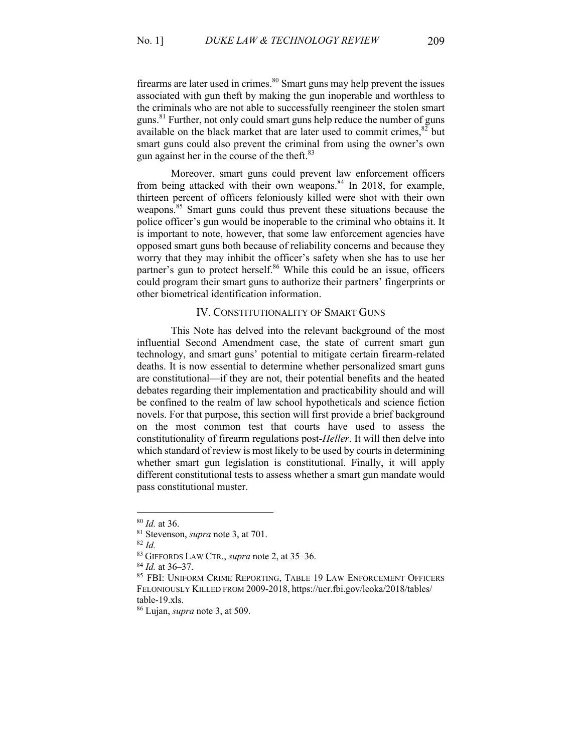firearms are later used in crimes.[80] Smart guns may help prevent the issues associated with gun theft by making the gun inoperable and worthless to the criminals who are not able to successfully reengineer the stolen smart guns.[81] Further, not only could smart guns help reduce the number of guns available on the black market that are later used to commit crimes,[82] but smart guns could also prevent the criminal from using the owner's own gun against her in the course of the theft.[83]

Moreover, smart guns could prevent law enforcement officers from being attacked with their own weapons.[84] In 2018, for example, thirteen percent of officers feloniously killed were shot with their own weapons.[85] Smart guns could thus prevent these situations because the police officer's gun would be inoperable to the criminal who obtains it. It is important to note, however, that some law enforcement agencies have opposed smart guns both because of reliability concerns and because they worry that they may inhibit the officer's safety when she has to use her partner's gun to protect herself.[86] While this could be an issue, officers could program their smart guns to authorize their partners' fingerprints or other biometrical identification information.

## IV. Constitutionality of Smart Guns

This Note has delved into the relevant background of the most influential Second Amendment case, the state of current smart gun technology, and smart guns' potential to mitigate certain firearm-related deaths. It is now essential to determine whether personalized smart guns are constitutional—if they are not, their potential benefits and the heated debates regarding their implementation and practicability should and will be confined to the realm of law school hypotheticals and science fiction novels. For that purpose, this section will first provide a brief background on the most common test that courts have used to assess the constitutionality of firearm regulations post-*Heller*. It will then delve into which standard of review is most likely to be used by courts in determining whether smart gun legislation is constitutional. Finally, it will apply different constitutional tests to assess whether a smart gun mandate would pass constitutional muster.

---

[80] *Id.* at 36.

[81] Stevenson, *supra* note 3, at 701.

[82] *Id.*

[83] Giffords Law Ctr., *supra* note 2, at 35–36.

[84] *Id.* at 36–37.

[85] FBI: Uniform Crime Reporting, Table 19 Law Enforcement Officers Feloniously Killed from 2009-2018, https://ucr.fbi.gov/leoka/2018/tables/table-19.xls.

[86] Lujan, *supra* note 3, at 509.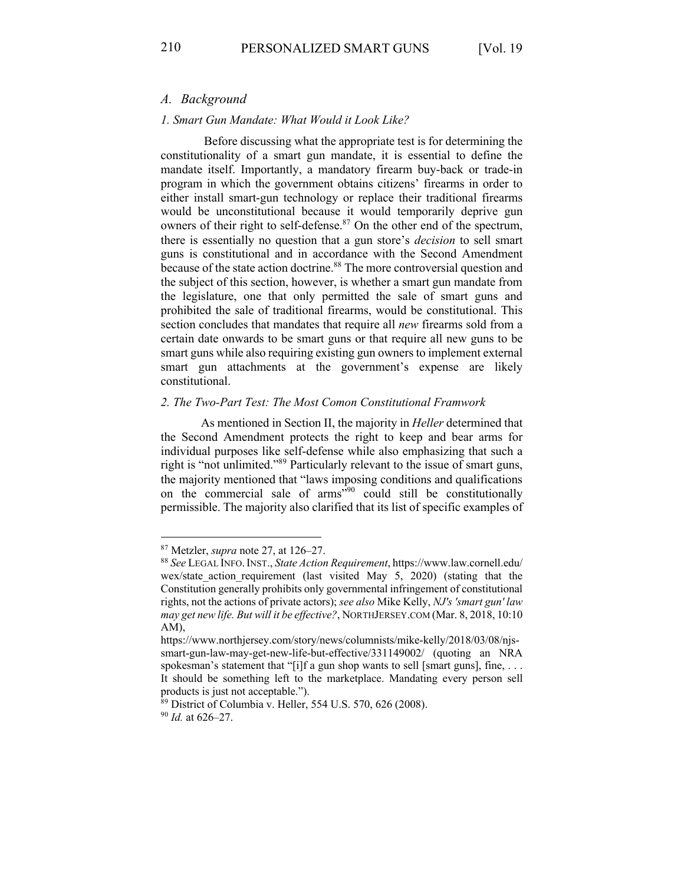### *A. Background*

#### *1. Smart Gun Mandate: What Would it Look Like?*

Before discussing what the appropriate test is for determining the constitutionality of a smart gun mandate, it is essential to define the mandate itself. Importantly, a mandatory firearm buy-back or trade-in program in which the government obtains citizens' firearms in order to either install smart-gun technology or replace their traditional firearms would be unconstitutional because it would temporarily deprive gun owners of their right to self-defense.[87] On the other end of the spectrum, there is essentially no question that a gun store's *decision* to sell smart guns is constitutional and in accordance with the Second Amendment because of the state action doctrine.[88] The more controversial question and the subject of this section, however, is whether a smart gun mandate from the legislature, one that only permitted the sale of smart guns and prohibited the sale of traditional firearms, would be constitutional. This section concludes that mandates that require all *new* firearms sold from a certain date onwards to be smart guns or that require all new guns to be smart guns while also requiring existing gun owners to implement external smart gun attachments at the government's expense are likely constitutional.

#### *2. The Two-Part Test: The Most Comon Constitutional Framwork*

As mentioned in Section II, the majority in *Heller* determined that the Second Amendment protects the right to keep and bear arms for individual purposes like self-defense while also emphasizing that such a right is "not unlimited."[89] Particularly relevant to the issue of smart guns, the majority mentioned that "laws imposing conditions and qualifications on the commercial sale of arms"[90] could still be constitutionally permissible. The majority also clarified that its list of specific examples of

---

[87] Metzler, *supra* note 27, at 126–27.

[88] *See* LEGAL INFO. INST., *State Action Requirement*, https://www.law.cornell.edu/wex/state_action_requirement (last visited May 5, 2020) (stating that the Constitution generally prohibits only governmental infringement of constitutional rights, not the actions of private actors); *see also* Mike Kelly, *NJ's 'smart gun' law may get new life. But will it be effective?*, NORTHJERSEY.COM (Mar. 8, 2018, 10:10 AM), https://www.northjersey.com/story/news/columnists/mike-kelly/2018/03/08/njs-smart-gun-law-may-get-new-life-but-effective/331149002/ (quoting an NRA spokesman's statement that "[i]f a gun shop wants to sell [smart guns], fine, . . . It should be something left to the marketplace. Mandating every person sell products is just not acceptable.").

[89] District of Columbia v. Heller, 554 U.S. 570, 626 (2008).

[90] *Id.* at 626–27.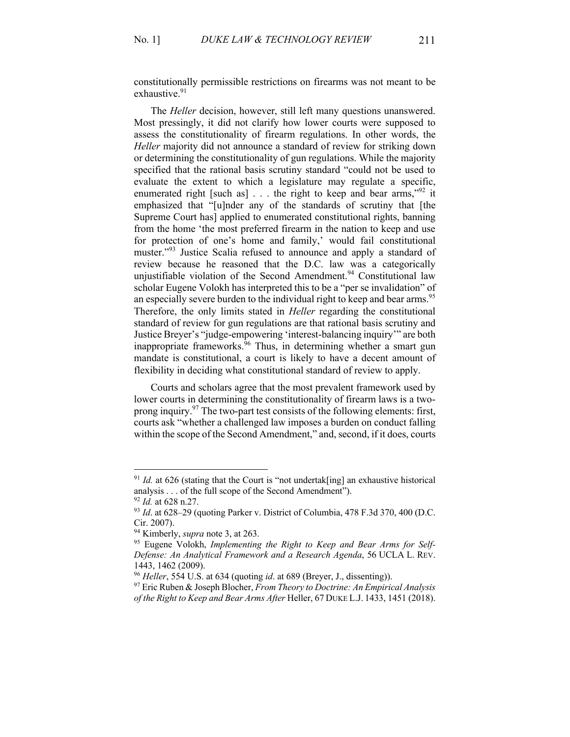constitutionally permissible restrictions on firearms was not meant to be exhaustive.[91]

The *Heller* decision, however, still left many questions unanswered. Most pressingly, it did not clarify how lower courts were supposed to assess the constitutionality of firearm regulations. In other words, the *Heller* majority did not announce a standard of review for striking down or determining the constitutionality of gun regulations. While the majority specified that the rational basis scrutiny standard "could not be used to evaluate the extent to which a legislature may regulate a specific, enumerated right [such as] . . . the right to keep and bear arms,"[92] it emphasized that "[u]nder any of the standards of scrutiny that [the Supreme Court has] applied to enumerated constitutional rights, banning from the home 'the most preferred firearm in the nation to keep and use for protection of one's home and family,' would fail constitutional muster."[93] Justice Scalia refused to announce and apply a standard of review because he reasoned that the D.C. law was a categorically unjustifiable violation of the Second Amendment.[94] Constitutional law scholar Eugene Volokh has interpreted this to be a "per se invalidation" of an especially severe burden to the individual right to keep and bear arms.[95] Therefore, the only limits stated in *Heller* regarding the constitutional standard of review for gun regulations are that rational basis scrutiny and Justice Breyer's "judge-empowering 'interest-balancing inquiry'" are both inappropriate frameworks.[96] Thus, in determining whether a smart gun mandate is constitutional, a court is likely to have a decent amount of flexibility in deciding what constitutional standard of review to apply.

Courts and scholars agree that the most prevalent framework used by lower courts in determining the constitutionality of firearm laws is a two-prong inquiry.[97] The two-part test consists of the following elements: first, courts ask "whether a challenged law imposes a burden on conduct falling within the scope of the Second Amendment," and, second, if it does, courts

---

[91] *Id.* at 626 (stating that the Court is "not undertak[ing] an exhaustive historical analysis . . . of the full scope of the Second Amendment").

[92] *Id.* at 628 n.27.

[93] *Id*. at 628–29 (quoting Parker v. District of Columbia, 478 F.3d 370, 400 (D.C. Cir. 2007).

[94] Kimberly, *supra* note 3, at 263.

[95] Eugene Volokh, *Implementing the Right to Keep and Bear Arms for Self-Defense: An Analytical Framework and a Research Agenda*, 56 UCLA L. REV. 1443, 1462 (2009).

[96] *Heller*, 554 U.S. at 634 (quoting *id*. at 689 (Breyer, J., dissenting)).

[97] Eric Ruben & Joseph Blocher, *From Theory to Doctrine: An Empirical Analysis of the Right to Keep and Bear Arms After* Heller, 67 DUKE L.J. 1433, 1451 (2018).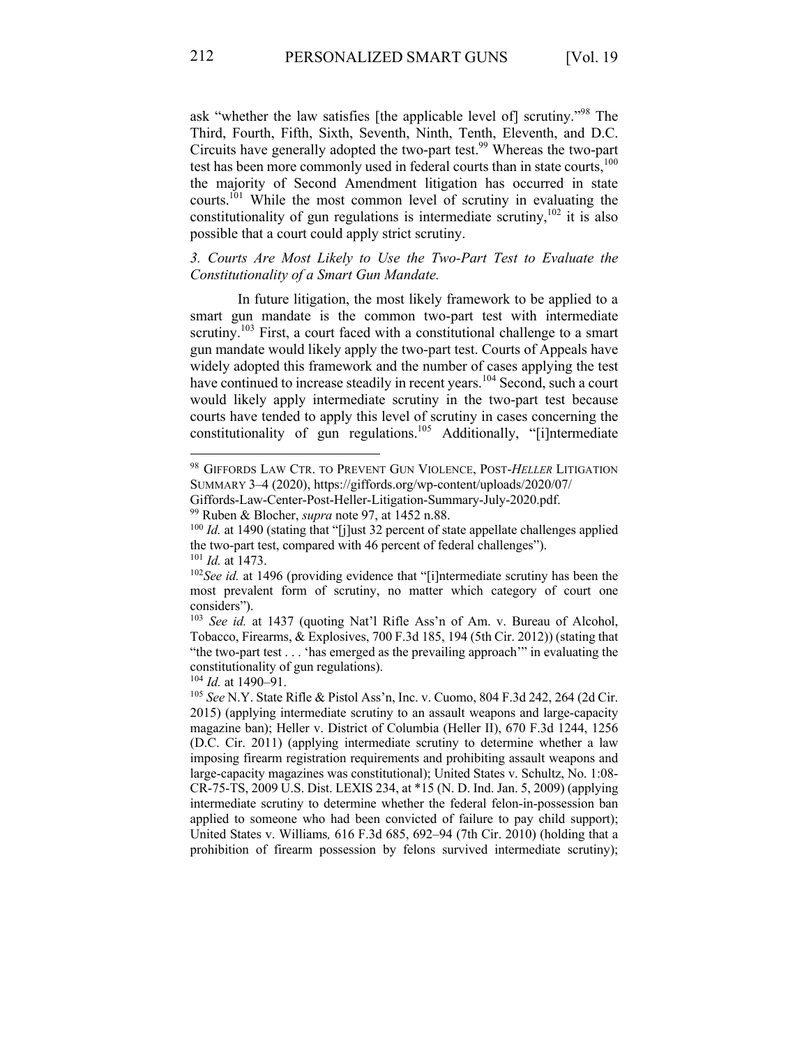ask "whether the law satisfies [the applicable level of] scrutiny."[98] The Third, Fourth, Fifth, Sixth, Seventh, Ninth, Tenth, Eleventh, and D.C. Circuits have generally adopted the two-part test.[99] Whereas the two-part test has been more commonly used in federal courts than in state courts,[100] the majority of Second Amendment litigation has occurred in state courts.[101] While the most common level of scrutiny in evaluating the constitutionality of gun regulations is intermediate scrutiny,[102] it is also possible that a court could apply strict scrutiny.

*3. Courts Are Most Likely to Use the Two-Part Test to Evaluate the Constitutionality of a Smart Gun Mandate.*

In future litigation, the most likely framework to be applied to a smart gun mandate is the common two-part test with intermediate scrutiny.[103] First, a court faced with a constitutional challenge to a smart gun mandate would likely apply the two-part test. Courts of Appeals have widely adopted this framework and the number of cases applying the test have continued to increase steadily in recent years.[104] Second, such a court would likely apply intermediate scrutiny in the two-part test because courts have tended to apply this level of scrutiny in cases concerning the constitutionality of gun regulations.[105] Additionally, "[i]ntermediate

---

[98] GIFFORDS LAW CTR. TO PREVENT GUN VIOLENCE, POST-*HELLER* LITIGATION SUMMARY 3–4 (2020), https://giffords.org/wp-content/uploads/2020/07/Giffords-Law-Center-Post-Heller-Litigation-Summary-July-2020.pdf.

[99] Ruben & Blocher, *supra* note 97, at 1452 n.88.

[100] *Id.* at 1490 (stating that "[j]ust 32 percent of state appellate challenges applied the two-part test, compared with 46 percent of federal challenges").

[101] *Id.* at 1473.

[102] *See id.* at 1496 (providing evidence that "[i]ntermediate scrutiny has been the most prevalent form of scrutiny, no matter which category of court one considers").

[103] *See id.* at 1437 (quoting Nat'l Rifle Ass'n of Am. v. Bureau of Alcohol, Tobacco, Firearms, & Explosives, 700 F.3d 185, 194 (5th Cir. 2012)) (stating that "the two-part test . . . 'has emerged as the prevailing approach'" in evaluating the constitutionality of gun regulations).

[104] *Id.* at 1490–91.

[105] *See* N.Y. State Rifle & Pistol Ass'n, Inc. v. Cuomo, 804 F.3d 242, 264 (2d Cir. 2015) (applying intermediate scrutiny to an assault weapons and large-capacity magazine ban); Heller v. District of Columbia (Heller II), 670 F.3d 1244, 1256 (D.C. Cir. 2011) (applying intermediate scrutiny to determine whether a law imposing firearm registration requirements and prohibiting assault weapons and large-capacity magazines was constitutional); United States v. Schultz, No. 1:08-CR-75-TS, 2009 U.S. Dist. LEXIS 234, at *15 (N. D. Ind. Jan. 5, 2009) (applying intermediate scrutiny to determine whether the federal felon-in-possession ban applied to someone who had been convicted of failure to pay child support); United States v. Williams*,* 616 F.3d 685, 692–94 (7th Cir. 2010) (holding that a prohibition of firearm possession by felons survived intermediate scrutiny);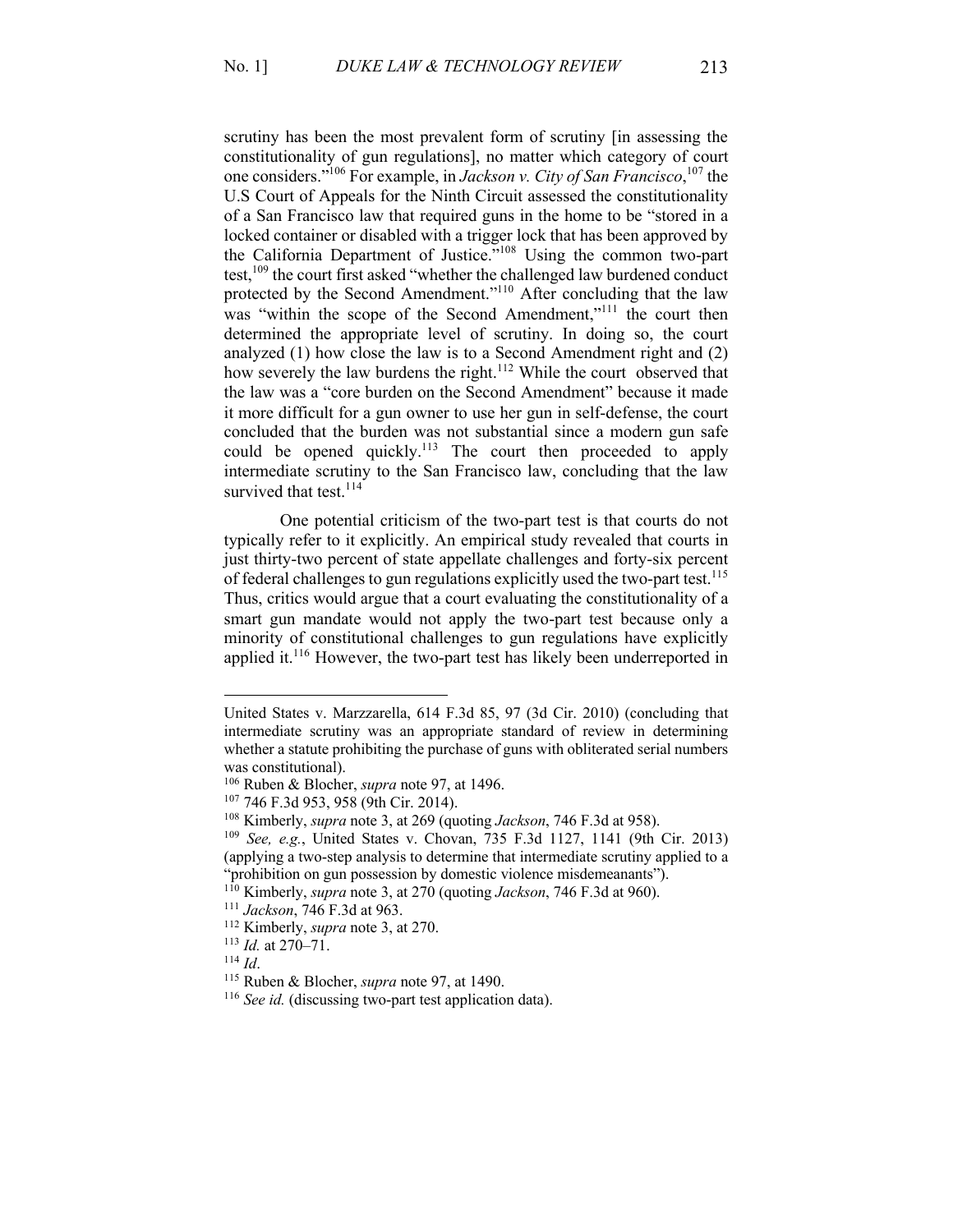scrutiny has been the most prevalent form of scrutiny [in assessing the constitutionality of gun regulations], no matter which category of court one considers."[106] For example, in *Jackson v. City of San Francisco*,[107] the U.S Court of Appeals for the Ninth Circuit assessed the constitutionality of a San Francisco law that required guns in the home to be "stored in a locked container or disabled with a trigger lock that has been approved by the California Department of Justice."[108] Using the common two-part test,[109] the court first asked "whether the challenged law burdened conduct protected by the Second Amendment."[110] After concluding that the law was "within the scope of the Second Amendment,"[111] the court then determined the appropriate level of scrutiny. In doing so, the court analyzed (1) how close the law is to a Second Amendment right and (2) how severely the law burdens the right.[112] While the court observed that the law was a "core burden on the Second Amendment" because it made it more difficult for a gun owner to use her gun in self-defense, the court concluded that the burden was not substantial since a modern gun safe could be opened quickly.[113] The court then proceeded to apply intermediate scrutiny to the San Francisco law, concluding that the law survived that test.[114]

One potential criticism of the two-part test is that courts do not typically refer to it explicitly. An empirical study revealed that courts in just thirty-two percent of state appellate challenges and forty-six percent of federal challenges to gun regulations explicitly used the two-part test.[115] Thus, critics would argue that a court evaluating the constitutionality of a smart gun mandate would not apply the two-part test because only a minority of constitutional challenges to gun regulations have explicitly applied it.[116] However, the two-part test has likely been underreported in

---

United States v. Marzzarella, 614 F.3d 85, 97 (3d Cir. 2010) (concluding that intermediate scrutiny was an appropriate standard of review in determining whether a statute prohibiting the purchase of guns with obliterated serial numbers was constitutional).

[106] Ruben & Blocher, *supra* note 97, at 1496.

[107] 746 F.3d 953, 958 (9th Cir. 2014).

[108] Kimberly, *supra* note 3, at 269 (quoting *Jackson*, 746 F.3d at 958).

[109] *See, e.g.*, United States v. Chovan, 735 F.3d 1127, 1141 (9th Cir. 2013) (applying a two-step analysis to determine that intermediate scrutiny applied to a "prohibition on gun possession by domestic violence misdemeanants").

[110] Kimberly, *supra* note 3, at 270 (quoting *Jackson*, 746 F.3d at 960).

[111] *Jackson*, 746 F.3d at 963.

[112] Kimberly, *supra* note 3, at 270.

[113] *Id.* at 270–71.

[114] *Id*.

[115] Ruben & Blocher, *supra* note 97, at 1490.

[116] *See id.* (discussing two-part test application data).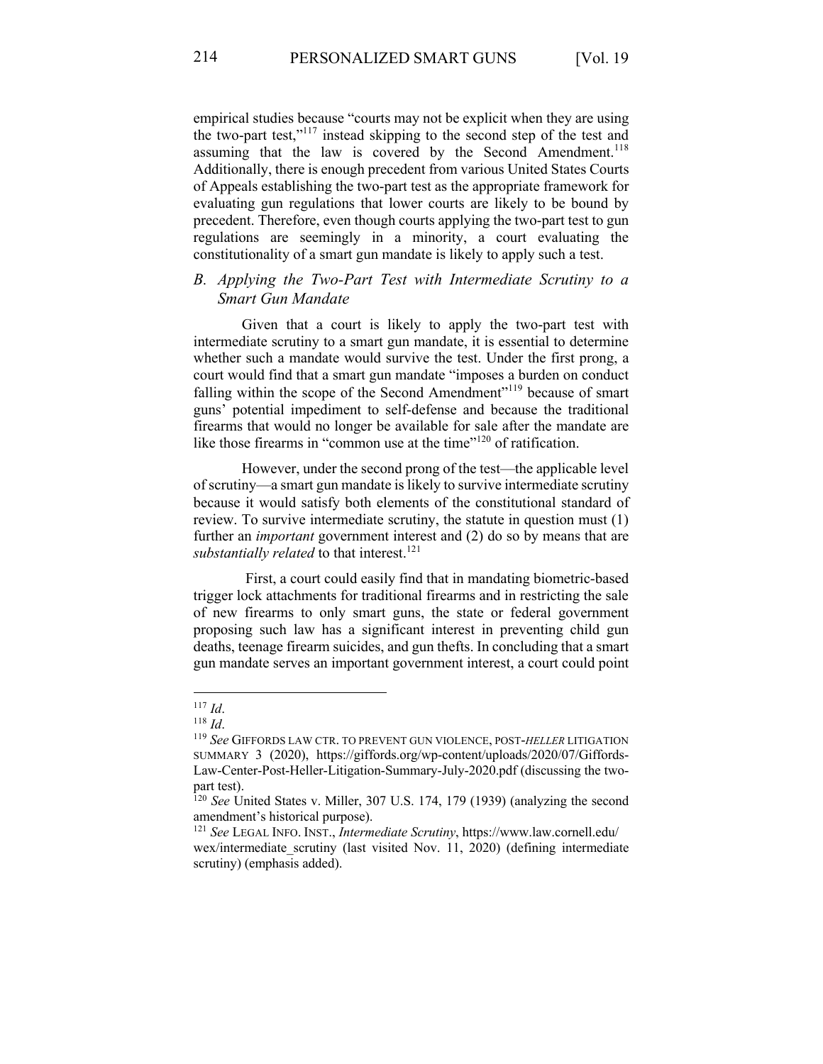empirical studies because "courts may not be explicit when they are using the two-part test,"[117] instead skipping to the second step of the test and assuming that the law is covered by the Second Amendment.[118] Additionally, there is enough precedent from various United States Courts of Appeals establishing the two-part test as the appropriate framework for evaluating gun regulations that lower courts are likely to be bound by precedent. Therefore, even though courts applying the two-part test to gun regulations are seemingly in a minority, a court evaluating the constitutionality of a smart gun mandate is likely to apply such a test.

### *B. Applying the Two-Part Test with Intermediate Scrutiny to a Smart Gun Mandate*

Given that a court is likely to apply the two-part test with intermediate scrutiny to a smart gun mandate, it is essential to determine whether such a mandate would survive the test. Under the first prong, a court would find that a smart gun mandate "imposes a burden on conduct falling within the scope of the Second Amendment"[119] because of smart guns' potential impediment to self-defense and because the traditional firearms that would no longer be available for sale after the mandate are like those firearms in "common use at the time"[120] of ratification.

However, under the second prong of the test—the applicable level of scrutiny—a smart gun mandate is likely to survive intermediate scrutiny because it would satisfy both elements of the constitutional standard of review. To survive intermediate scrutiny, the statute in question must (1) further an *important* government interest and (2) do so by means that are *substantially related* to that interest.[121]

First, a court could easily find that in mandating biometric-based trigger lock attachments for traditional firearms and in restricting the sale of new firearms to only smart guns, the state or federal government proposing such law has a significant interest in preventing child gun deaths, teenage firearm suicides, and gun thefts. In concluding that a smart gun mandate serves an important government interest, a court could point

---

[117] *Id*.

[118] *Id*.

[119] *See* GIFFORDS LAW CTR. TO PREVENT GUN VIOLENCE, POST-*HELLER* LITIGATION SUMMARY 3 (2020), https://giffords.org/wp-content/uploads/2020/07/Giffords-Law-Center-Post-Heller-Litigation-Summary-July-2020.pdf (discussing the two-part test).

[120] *See* United States v. Miller, 307 U.S. 174, 179 (1939) (analyzing the second amendment's historical purpose).

[121] *See* LEGAL INFO. INST., *Intermediate Scrutiny*, https://www.law.cornell.edu/wex/intermediate_scrutiny (last visited Nov. 11, 2020) (defining intermediate scrutiny) (emphasis added).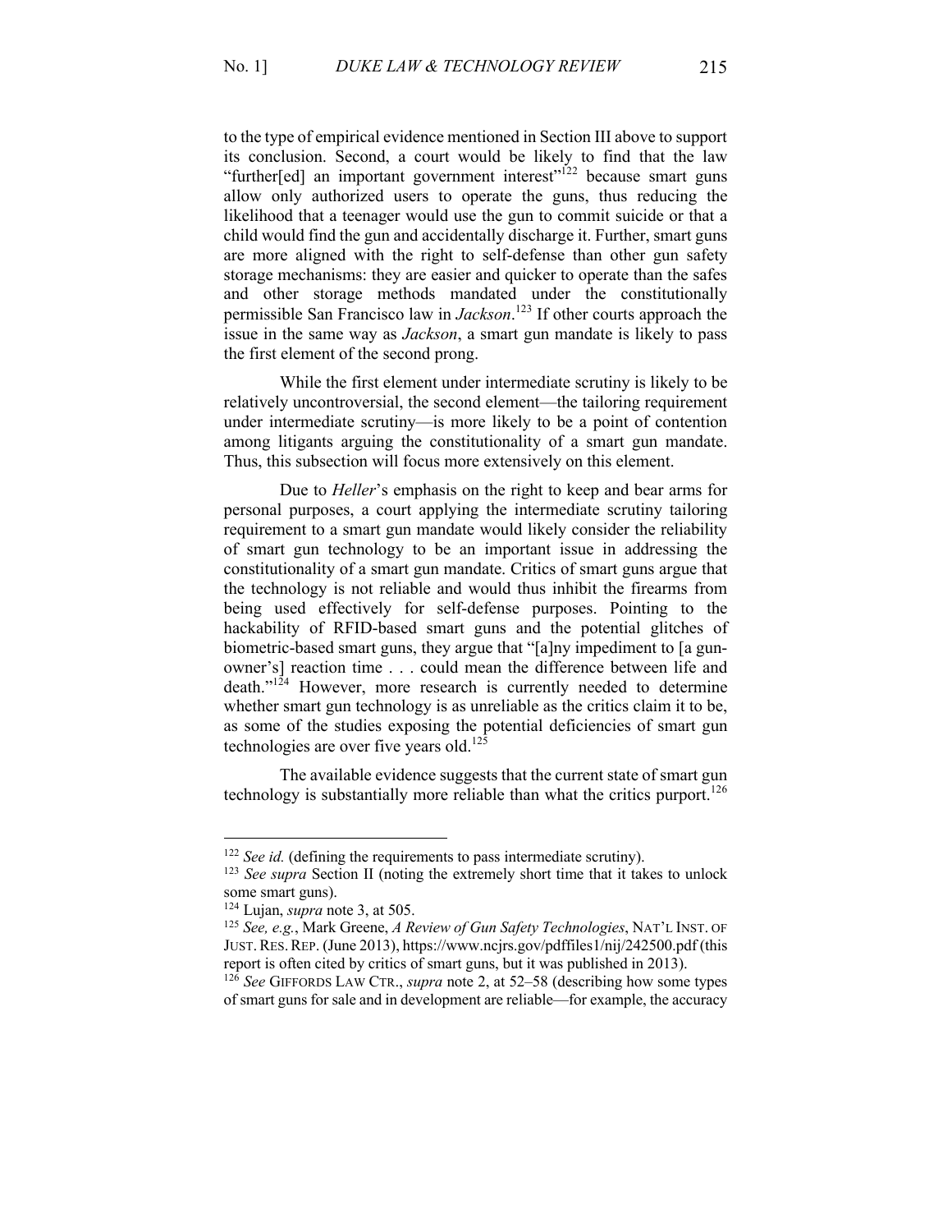to the type of empirical evidence mentioned in Section III above to support its conclusion. Second, a court would be likely to find that the law "further[ed] an important government interest"[122] because smart guns allow only authorized users to operate the guns, thus reducing the likelihood that a teenager would use the gun to commit suicide or that a child would find the gun and accidentally discharge it. Further, smart guns are more aligned with the right to self-defense than other gun safety storage mechanisms: they are easier and quicker to operate than the safes and other storage methods mandated under the constitutionally permissible San Francisco law in *Jackson*.[123] If other courts approach the issue in the same way as *Jackson*, a smart gun mandate is likely to pass the first element of the second prong.

While the first element under intermediate scrutiny is likely to be relatively uncontroversial, the second element—the tailoring requirement under intermediate scrutiny—is more likely to be a point of contention among litigants arguing the constitutionality of a smart gun mandate. Thus, this subsection will focus more extensively on this element.

Due to *Heller*'s emphasis on the right to keep and bear arms for personal purposes, a court applying the intermediate scrutiny tailoring requirement to a smart gun mandate would likely consider the reliability of smart gun technology to be an important issue in addressing the constitutionality of a smart gun mandate. Critics of smart guns argue that the technology is not reliable and would thus inhibit the firearms from being used effectively for self-defense purposes. Pointing to the hackability of RFID-based smart guns and the potential glitches of biometric-based smart guns, they argue that "[a]ny impediment to [a gun-owner's] reaction time . . . could mean the difference between life and death."[124] However, more research is currently needed to determine whether smart gun technology is as unreliable as the critics claim it to be, as some of the studies exposing the potential deficiencies of smart gun technologies are over five years old.[125]

The available evidence suggests that the current state of smart gun technology is substantially more reliable than what the critics purport.[126]

---

[122] *See id.* (defining the requirements to pass intermediate scrutiny).

[123] *See supra* Section II (noting the extremely short time that it takes to unlock some smart guns).

[124] Lujan, *supra* note 3, at 505.

[125] *See, e.g.*, Mark Greene, *A Review of Gun Safety Technologies*, NAT'L INST. OF JUST. RES. REP. (June 2013), https://www.ncjrs.gov/pdffiles1/nij/242500.pdf (this report is often cited by critics of smart guns, but it was published in 2013).

[126] *See* GIFFORDS LAW CTR., *supra* note 2, at 52–58 (describing how some types of smart guns for sale and in development are reliable—for example, the accuracy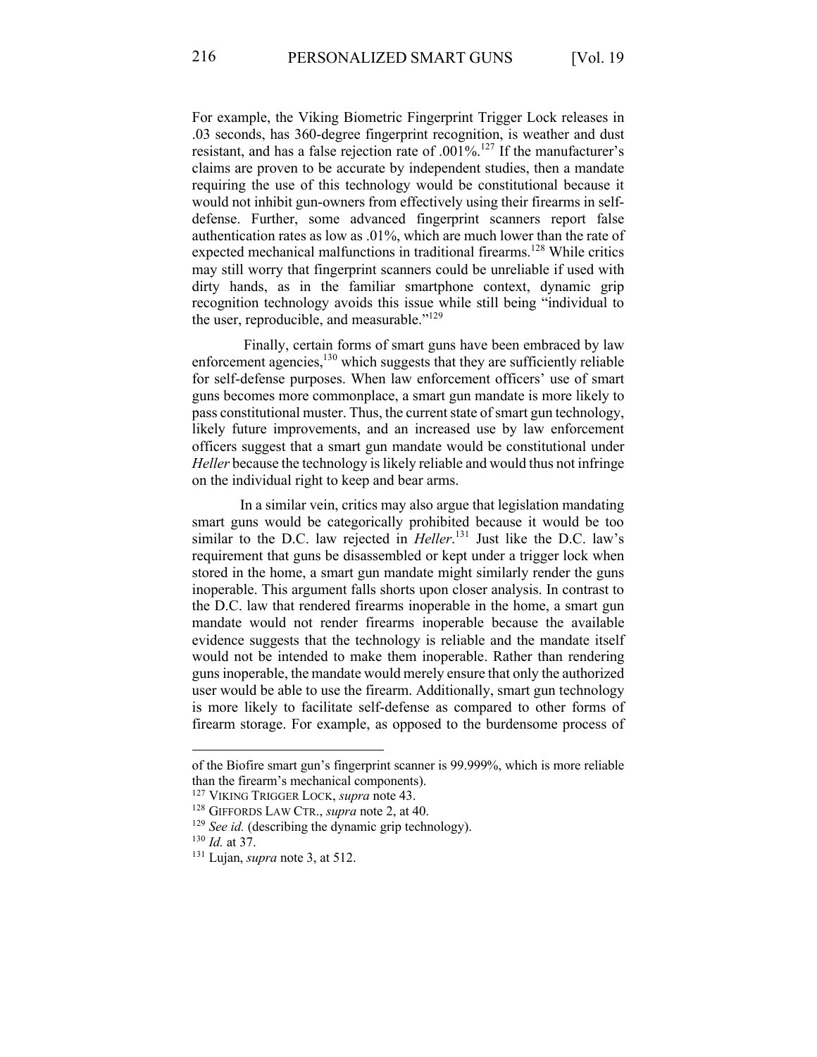For example, the Viking Biometric Fingerprint Trigger Lock releases in .03 seconds, has 360-degree fingerprint recognition, is weather and dust resistant, and has a false rejection rate of .001%.[127] If the manufacturer's claims are proven to be accurate by independent studies, then a mandate requiring the use of this technology would be constitutional because it would not inhibit gun-owners from effectively using their firearms in self-defense. Further, some advanced fingerprint scanners report false authentication rates as low as .01%, which are much lower than the rate of expected mechanical malfunctions in traditional firearms.[128] While critics may still worry that fingerprint scanners could be unreliable if used with dirty hands, as in the familiar smartphone context, dynamic grip recognition technology avoids this issue while still being "individual to the user, reproducible, and measurable."[129]

Finally, certain forms of smart guns have been embraced by law enforcement agencies,[130] which suggests that they are sufficiently reliable for self-defense purposes. When law enforcement officers' use of smart guns becomes more commonplace, a smart gun mandate is more likely to pass constitutional muster. Thus, the current state of smart gun technology, likely future improvements, and an increased use by law enforcement officers suggest that a smart gun mandate would be constitutional under *Heller* because the technology is likely reliable and would thus not infringe on the individual right to keep and bear arms.

In a similar vein, critics may also argue that legislation mandating smart guns would be categorically prohibited because it would be too similar to the D.C. law rejected in *Heller*.[131] Just like the D.C. law's requirement that guns be disassembled or kept under a trigger lock when stored in the home, a smart gun mandate might similarly render the guns inoperable. This argument falls shorts upon closer analysis. In contrast to the D.C. law that rendered firearms inoperable in the home, a smart gun mandate would not render firearms inoperable because the available evidence suggests that the technology is reliable and the mandate itself would not be intended to make them inoperable. Rather than rendering guns inoperable, the mandate would merely ensure that only the authorized user would be able to use the firearm. Additionally, smart gun technology is more likely to facilitate self-defense as compared to other forms of firearm storage. For example, as opposed to the burdensome process of

---

of the Biofire smart gun's fingerprint scanner is 99.999%, which is more reliable than the firearm's mechanical components).

[127] VIKING TRIGGER LOCK, *supra* note 43.

[128] GIFFORDS LAW CTR., *supra* note 2, at 40.

[129] *See id.* (describing the dynamic grip technology).

[130] *Id.* at 37.

[131] Lujan, *supra* note 3, at 512.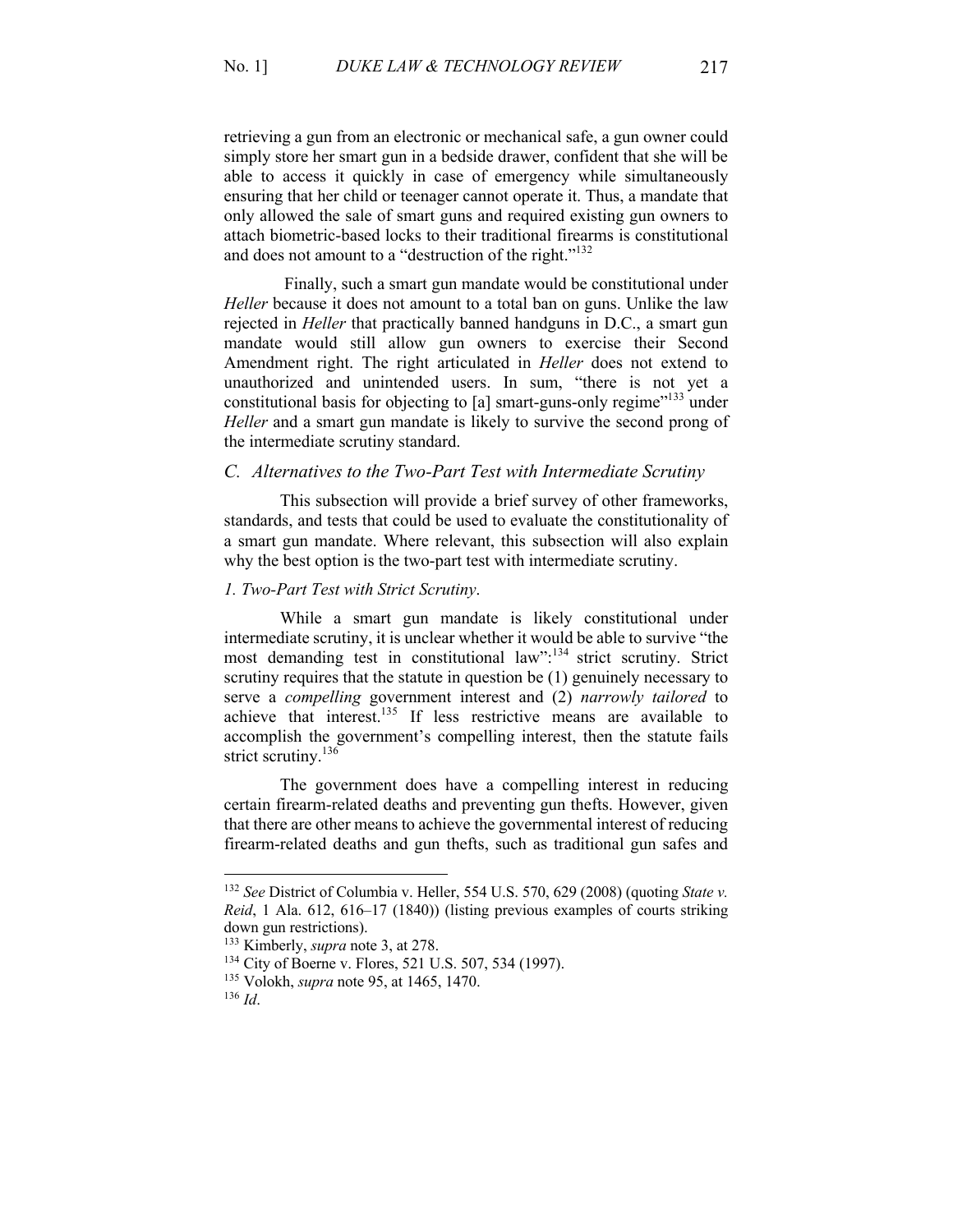retrieving a gun from an electronic or mechanical safe, a gun owner could simply store her smart gun in a bedside drawer, confident that she will be able to access it quickly in case of emergency while simultaneously ensuring that her child or teenager cannot operate it. Thus, a mandate that only allowed the sale of smart guns and required existing gun owners to attach biometric-based locks to their traditional firearms is constitutional and does not amount to a "destruction of the right."[132]

Finally, such a smart gun mandate would be constitutional under *Heller* because it does not amount to a total ban on guns. Unlike the law rejected in *Heller* that practically banned handguns in D.C., a smart gun mandate would still allow gun owners to exercise their Second Amendment right. The right articulated in *Heller* does not extend to unauthorized and unintended users. In sum, "there is not yet a constitutional basis for objecting to [a] smart-guns-only regime"[133] under *Heller* and a smart gun mandate is likely to survive the second prong of the intermediate scrutiny standard.

### *C. Alternatives to the Two-Part Test with Intermediate Scrutiny*

This subsection will provide a brief survey of other frameworks, standards, and tests that could be used to evaluate the constitutionality of a smart gun mandate. Where relevant, this subsection will also explain why the best option is the two-part test with intermediate scrutiny.

#### *1. Two-Part Test with Strict Scrutiny*.

While a smart gun mandate is likely constitutional under intermediate scrutiny, it is unclear whether it would be able to survive "the most demanding test in constitutional law":[134] strict scrutiny. Strict scrutiny requires that the statute in question be (1) genuinely necessary to serve a *compelling* government interest and (2) *narrowly tailored* to achieve that interest.[135] If less restrictive means are available to accomplish the government's compelling interest, then the statute fails strict scrutiny.[136]

The government does have a compelling interest in reducing certain firearm-related deaths and preventing gun thefts. However, given that there are other means to achieve the governmental interest of reducing firearm-related deaths and gun thefts, such as traditional gun safes and

---

[132] *See* District of Columbia v. Heller, 554 U.S. 570, 629 (2008) (quoting *State v. Reid*, 1 Ala. 612, 616–17 (1840)) (listing previous examples of courts striking down gun restrictions).

[133] Kimberly, *supra* note 3, at 278.

[134] City of Boerne v. Flores, 521 U.S. 507, 534 (1997).

[135] Volokh, *supra* note 95, at 1465, 1470.

[136] *Id*.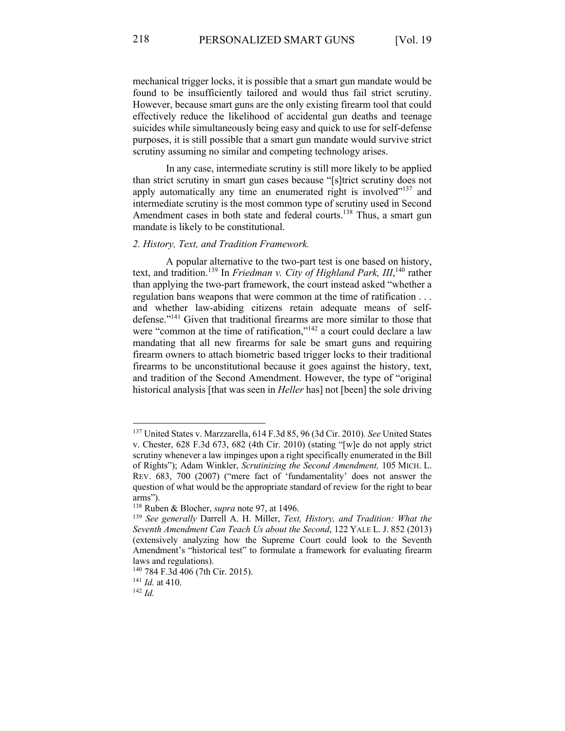mechanical trigger locks, it is possible that a smart gun mandate would be found to be insufficiently tailored and would thus fail strict scrutiny. However, because smart guns are the only existing firearm tool that could effectively reduce the likelihood of accidental gun deaths and teenage suicides while simultaneously being easy and quick to use for self-defense purposes, it is still possible that a smart gun mandate would survive strict scrutiny assuming no similar and competing technology arises.

In any case, intermediate scrutiny is still more likely to be applied than strict scrutiny in smart gun cases because "[s]trict scrutiny does not apply automatically any time an enumerated right is involved"[137] and intermediate scrutiny is the most common type of scrutiny used in Second Amendment cases in both state and federal courts.[138] Thus, a smart gun mandate is likely to be constitutional.

*2. History, Text, and Tradition Framework.*

A popular alternative to the two-part test is one based on history, text, and tradition.[139] In *Friedman v. City of Highland Park, III*,[140] rather than applying the two-part framework, the court instead asked "whether a regulation bans weapons that were common at the time of ratification . . . and whether law-abiding citizens retain adequate means of self-defense."[141] Given that traditional firearms are more similar to those that were "common at the time of ratification,"[142] a court could declare a law mandating that all new firearms for sale be smart guns and requiring firearm owners to attach biometric based trigger locks to their traditional firearms to be unconstitutional because it goes against the history, text, and tradition of the Second Amendment. However, the type of "original historical analysis [that was seen in *Heller* has] not [been] the sole driving

---

[137] United States v. Marzzarella, 614 F.3d 85, 96 (3d Cir. 2010). *See* United States v. Chester, 628 F.3d 673, 682 (4th Cir. 2010) (stating "[w]e do not apply strict scrutiny whenever a law impinges upon a right specifically enumerated in the Bill of Rights"); Adam Winkler, *Scrutinizing the Second Amendment,* 105 MICH. L. REV. 683, 700 (2007) ("mere fact of 'fundamentality' does not answer the question of what would be the appropriate standard of review for the right to bear arms").

[138] Ruben & Blocher, *supra* note 97, at 1496.

[139] *See generally* Darrell A. H. Miller, *Text, History, and Tradition: What the Seventh Amendment Can Teach Us about the Second*, 122 YALE L. J. 852 (2013) (extensively analyzing how the Supreme Court could look to the Seventh Amendment's "historical test" to formulate a framework for evaluating firearm laws and regulations).

[140] 784 F.3d 406 (7th Cir. 2015).

[141] *Id.* at 410.

[142] *Id.*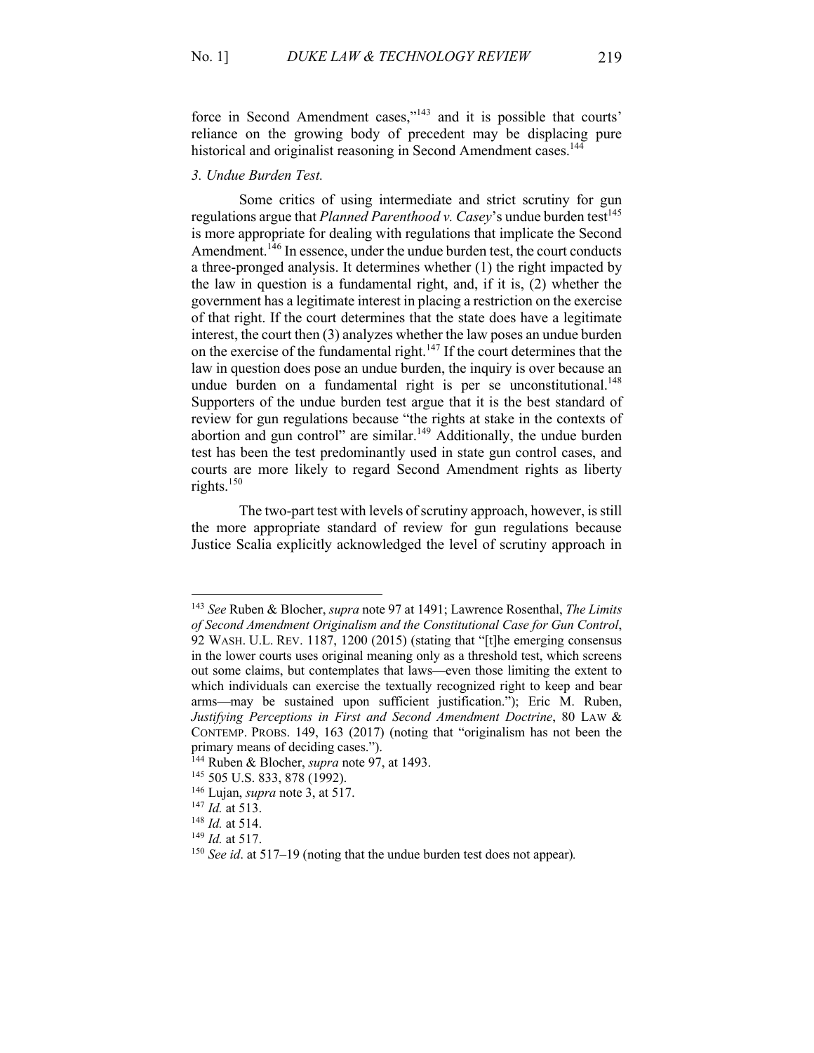force in Second Amendment cases,"[143] and it is possible that courts' reliance on the growing body of precedent may be displacing pure historical and originalist reasoning in Second Amendment cases.[144]

### *3. Undue Burden Test.*

Some critics of using intermediate and strict scrutiny for gun regulations argue that *Planned Parenthood v. Casey*'s undue burden test[145] is more appropriate for dealing with regulations that implicate the Second Amendment.[146] In essence, under the undue burden test, the court conducts a three-pronged analysis. It determines whether (1) the right impacted by the law in question is a fundamental right, and, if it is, (2) whether the government has a legitimate interest in placing a restriction on the exercise of that right. If the court determines that the state does have a legitimate interest, the court then (3) analyzes whether the law poses an undue burden on the exercise of the fundamental right.[147] If the court determines that the law in question does pose an undue burden, the inquiry is over because an undue burden on a fundamental right is per se unconstitutional.[148] Supporters of the undue burden test argue that it is the best standard of review for gun regulations because "the rights at stake in the contexts of abortion and gun control" are similar.[149] Additionally, the undue burden test has been the test predominantly used in state gun control cases, and courts are more likely to regard Second Amendment rights as liberty rights.[150]

The two-part test with levels of scrutiny approach, however, is still the more appropriate standard of review for gun regulations because Justice Scalia explicitly acknowledged the level of scrutiny approach in

---

[143] *See* Ruben & Blocher, *supra* note 97 at 1491; Lawrence Rosenthal, *The Limits of Second Amendment Originalism and the Constitutional Case for Gun Control*, 92 WASH. U.L. REV. 1187, 1200 (2015) (stating that "[t]he emerging consensus in the lower courts uses original meaning only as a threshold test, which screens out some claims, but contemplates that laws—even those limiting the extent to which individuals can exercise the textually recognized right to keep and bear arms—may be sustained upon sufficient justification."); Eric M. Ruben, *Justifying Perceptions in First and Second Amendment Doctrine*, 80 LAW & CONTEMP. PROBS. 149, 163 (2017) (noting that "originalism has not been the primary means of deciding cases.").

[144] Ruben & Blocher, *supra* note 97, at 1493.

[145] 505 U.S. 833, 878 (1992).

[146] Lujan, *supra* note 3, at 517.

[147] *Id.* at 513.

[148] *Id.* at 514.

[149] *Id.* at 517.

[150] *See id*. at 517–19 (noting that the undue burden test does not appear).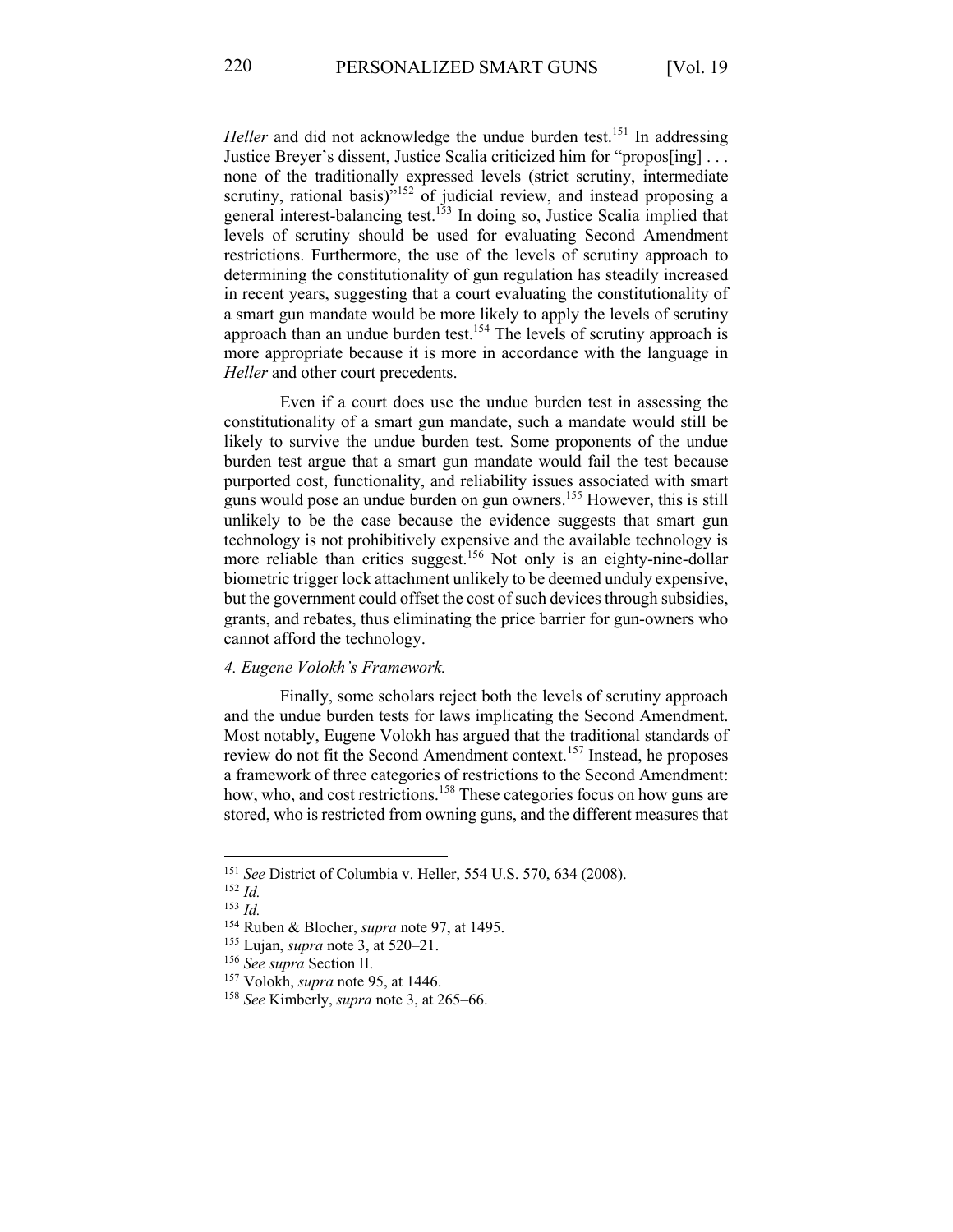*Heller* and did not acknowledge the undue burden test.[151] In addressing Justice Breyer's dissent, Justice Scalia criticized him for "propos[ing] . . . none of the traditionally expressed levels (strict scrutiny, intermediate scrutiny, rational basis)"[152] of judicial review, and instead proposing a general interest-balancing test.[153] In doing so, Justice Scalia implied that levels of scrutiny should be used for evaluating Second Amendment restrictions. Furthermore, the use of the levels of scrutiny approach to determining the constitutionality of gun regulation has steadily increased in recent years, suggesting that a court evaluating the constitutionality of a smart gun mandate would be more likely to apply the levels of scrutiny approach than an undue burden test.[154] The levels of scrutiny approach is more appropriate because it is more in accordance with the language in *Heller* and other court precedents.

Even if a court does use the undue burden test in assessing the constitutionality of a smart gun mandate, such a mandate would still be likely to survive the undue burden test. Some proponents of the undue burden test argue that a smart gun mandate would fail the test because purported cost, functionality, and reliability issues associated with smart guns would pose an undue burden on gun owners.[155] However, this is still unlikely to be the case because the evidence suggests that smart gun technology is not prohibitively expensive and the available technology is more reliable than critics suggest.[156] Not only is an eighty-nine-dollar biometric trigger lock attachment unlikely to be deemed unduly expensive, but the government could offset the cost of such devices through subsidies, grants, and rebates, thus eliminating the price barrier for gun-owners who cannot afford the technology.

*4. Eugene Volokh's Framework.*

Finally, some scholars reject both the levels of scrutiny approach and the undue burden tests for laws implicating the Second Amendment. Most notably, Eugene Volokh has argued that the traditional standards of review do not fit the Second Amendment context.[157] Instead, he proposes a framework of three categories of restrictions to the Second Amendment: how, who, and cost restrictions.[158] These categories focus on how guns are stored, who is restricted from owning guns, and the different measures that

---

[151] *See* District of Columbia v. Heller, 554 U.S. 570, 634 (2008).
[152] *Id.*
[153] *Id.*
[154] Ruben & Blocher, *supra* note 97, at 1495.
[155] Lujan, *supra* note 3, at 520–21.
[156] *See supra* Section II.
[157] Volokh, *supra* note 95, at 1446.
[158] *See* Kimberly, *supra* note 3, at 265–66.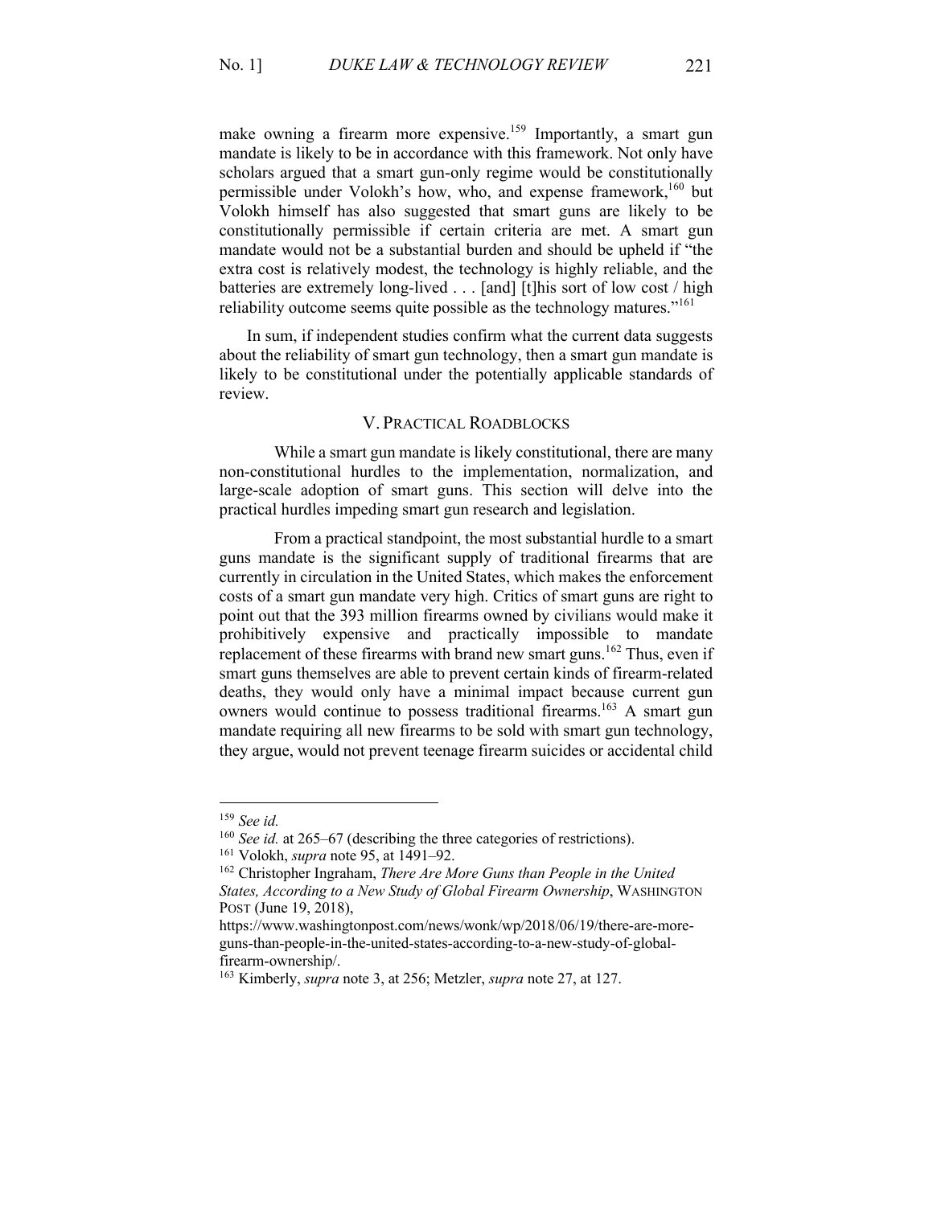make owning a firearm more expensive.[159] Importantly, a smart gun mandate is likely to be in accordance with this framework. Not only have scholars argued that a smart gun-only regime would be constitutionally permissible under Volokh's how, who, and expense framework,[160] but Volokh himself has also suggested that smart guns are likely to be constitutionally permissible if certain criteria are met. A smart gun mandate would not be a substantial burden and should be upheld if "the extra cost is relatively modest, the technology is highly reliable, and the batteries are extremely long-lived . . . [and] [t]his sort of low cost / high reliability outcome seems quite possible as the technology matures."[161]

In sum, if independent studies confirm what the current data suggests about the reliability of smart gun technology, then a smart gun mandate is likely to be constitutional under the potentially applicable standards of review.

## V. PRACTICAL ROADBLOCKS

While a smart gun mandate is likely constitutional, there are many non-constitutional hurdles to the implementation, normalization, and large-scale adoption of smart guns. This section will delve into the practical hurdles impeding smart gun research and legislation.

From a practical standpoint, the most substantial hurdle to a smart guns mandate is the significant supply of traditional firearms that are currently in circulation in the United States, which makes the enforcement costs of a smart gun mandate very high. Critics of smart guns are right to point out that the 393 million firearms owned by civilians would make it prohibitively expensive and practically impossible to mandate replacement of these firearms with brand new smart guns.[162] Thus, even if smart guns themselves are able to prevent certain kinds of firearm-related deaths, they would only have a minimal impact because current gun owners would continue to possess traditional firearms.[163] A smart gun mandate requiring all new firearms to be sold with smart gun technology, they argue, would not prevent teenage firearm suicides or accidental child

---

[159] *See id.*

[160] *See id.* at 265–67 (describing the three categories of restrictions).

[161] Volokh, *supra* note 95, at 1491–92.

[162] Christopher Ingraham, *There Are More Guns than People in the United States, According to a New Study of Global Firearm Ownership*, WASHINGTON POST (June 19, 2018), https://www.washingtonpost.com/news/wonk/wp/2018/06/19/there-are-more-guns-than-people-in-the-united-states-according-to-a-new-study-of-global-firearm-ownership/.

[163] Kimberly, *supra* note 3, at 256; Metzler, *supra* note 27, at 127.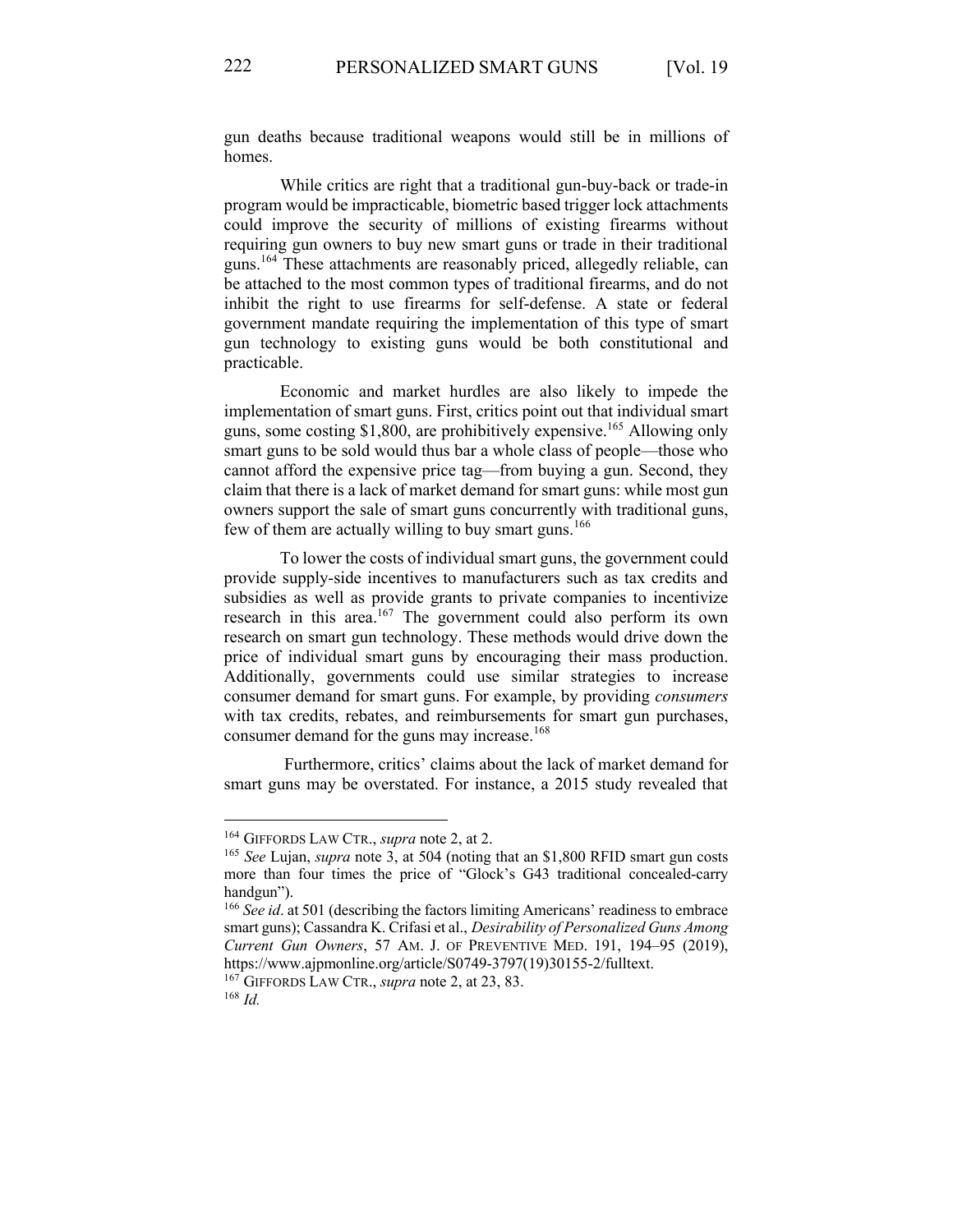gun deaths because traditional weapons would still be in millions of homes.

While critics are right that a traditional gun-buy-back or trade-in program would be impracticable, biometric based trigger lock attachments could improve the security of millions of existing firearms without requiring gun owners to buy new smart guns or trade in their traditional guns.[164] These attachments are reasonably priced, allegedly reliable, can be attached to the most common types of traditional firearms, and do not inhibit the right to use firearms for self-defense. A state or federal government mandate requiring the implementation of this type of smart gun technology to existing guns would be both constitutional and practicable.

Economic and market hurdles are also likely to impede the implementation of smart guns. First, critics point out that individual smart guns, some costing $1,800, are prohibitively expensive.[165] Allowing only smart guns to be sold would thus bar a whole class of people—those who cannot afford the expensive price tag—from buying a gun. Second, they claim that there is a lack of market demand for smart guns: while most gun owners support the sale of smart guns concurrently with traditional guns, few of them are actually willing to buy smart guns.[166]

To lower the costs of individual smart guns, the government could provide supply-side incentives to manufacturers such as tax credits and subsidies as well as provide grants to private companies to incentivize research in this area.[167] The government could also perform its own research on smart gun technology. These methods would drive down the price of individual smart guns by encouraging their mass production. Additionally, governments could use similar strategies to increase consumer demand for smart guns. For example, by providing *consumers* with tax credits, rebates, and reimbursements for smart gun purchases, consumer demand for the guns may increase.[168]

Furthermore, critics' claims about the lack of market demand for smart guns may be overstated. For instance, a 2015 study revealed that

---

[164] GIFFORDS LAW CTR., *supra* note 2, at 2.

[165] *See* Lujan, *supra* note 3, at 504 (noting that an $1,800 RFID smart gun costs more than four times the price of "Glock's G43 traditional concealed-carry handgun").

[166] *See id*. at 501 (describing the factors limiting Americans' readiness to embrace smart guns); Cassandra K. Crifasi et al., *Desirability of Personalized Guns Among Current Gun Owners*, 57 AM. J. OF PREVENTIVE MED. 191, 194–95 (2019), https://www.ajpmonline.org/article/S0749-3797(19)30155-2/fulltext.

[167] GIFFORDS LAW CTR., *supra* note 2, at 23, 83.

[168] *Id.*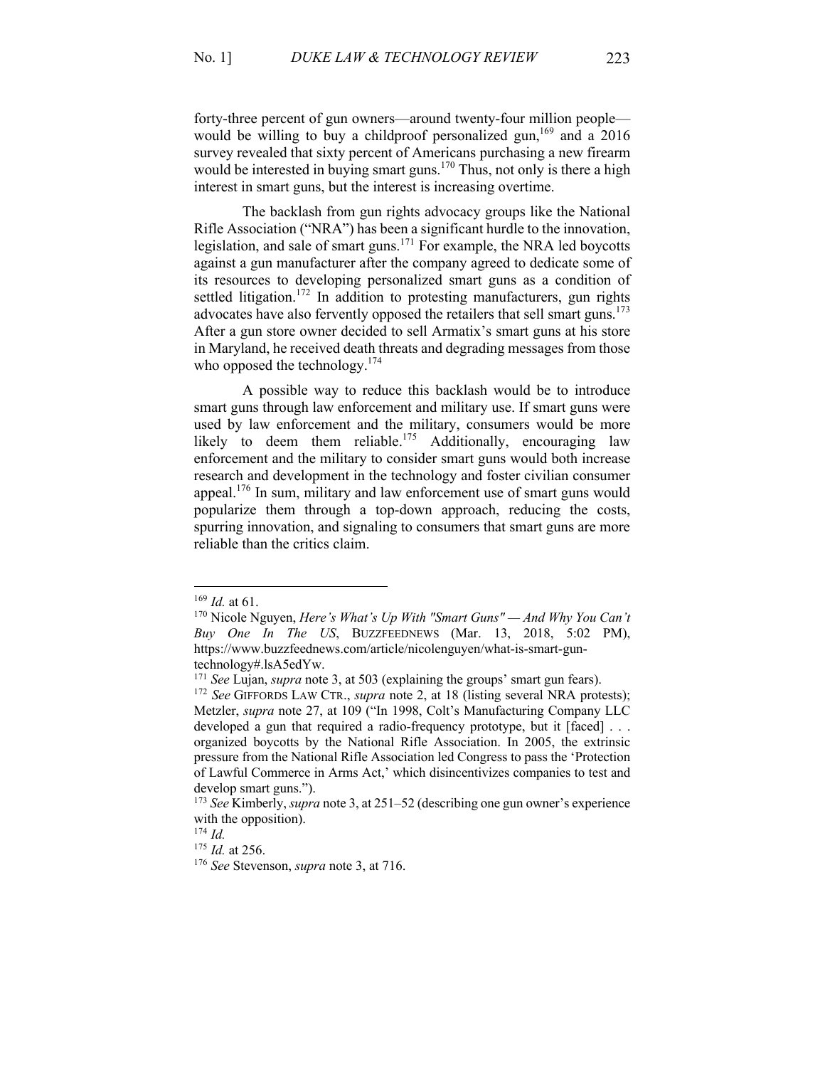forty-three percent of gun owners—around twenty-four million people—would be willing to buy a childproof personalized gun,[169] and a 2016 survey revealed that sixty percent of Americans purchasing a new firearm would be interested in buying smart guns.[170] Thus, not only is there a high interest in smart guns, but the interest is increasing overtime.

The backlash from gun rights advocacy groups like the National Rifle Association ("NRA") has been a significant hurdle to the innovation, legislation, and sale of smart guns.[171] For example, the NRA led boycotts against a gun manufacturer after the company agreed to dedicate some of its resources to developing personalized smart guns as a condition of settled litigation.[172] In addition to protesting manufacturers, gun rights advocates have also fervently opposed the retailers that sell smart guns.[173] After a gun store owner decided to sell Armatix's smart guns at his store in Maryland, he received death threats and degrading messages from those who opposed the technology.[174]

A possible way to reduce this backlash would be to introduce smart guns through law enforcement and military use. If smart guns were used by law enforcement and the military, consumers would be more likely to deem them reliable.[175] Additionally, encouraging law enforcement and the military to consider smart guns would both increase research and development in the technology and foster civilian consumer appeal.[176] In sum, military and law enforcement use of smart guns would popularize them through a top-down approach, reducing the costs, spurring innovation, and signaling to consumers that smart guns are more reliable than the critics claim.

---

[169] *Id.* at 61.

[170] Nicole Nguyen, *Here's What's Up With "Smart Guns" — And Why You Can't Buy One In The US*, BUZZFEEDNEWS (Mar. 13, 2018, 5:02 PM), https://www.buzzfeednews.com/article/nicolenguyen/what-is-smart-gun-technology#.lsA5edYw.

[171] *See* Lujan, *supra* note 3, at 503 (explaining the groups' smart gun fears).

[172] *See* GIFFORDS LAW CTR., *supra* note 2, at 18 (listing several NRA protests); Metzler, *supra* note 27, at 109 ("In 1998, Colt's Manufacturing Company LLC developed a gun that required a radio-frequency prototype, but it [faced] . . . organized boycotts by the National Rifle Association. In 2005, the extrinsic pressure from the National Rifle Association led Congress to pass the 'Protection of Lawful Commerce in Arms Act,' which disincentivizes companies to test and develop smart guns.").

[173] *See* Kimberly, *supra* note 3, at 251–52 (describing one gun owner's experience with the opposition).

[174] *Id.*

[175] *Id.* at 256.

[176] *See* Stevenson, *supra* note 3, at 716.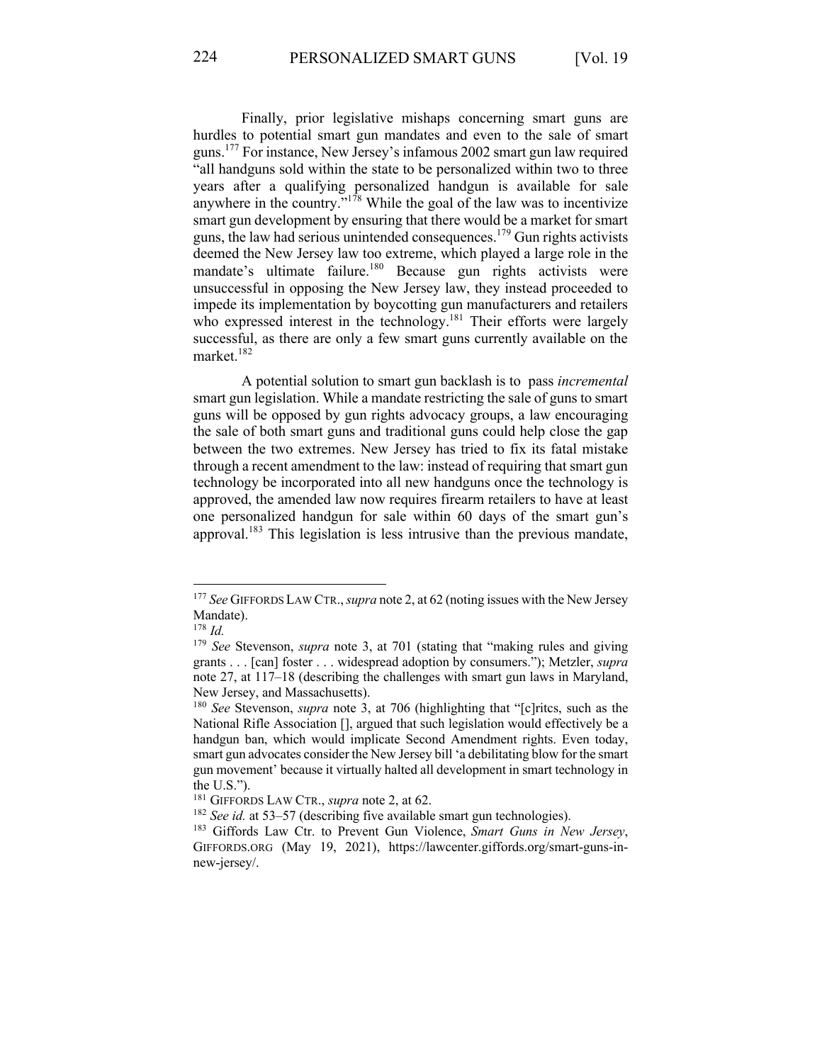Finally, prior legislative mishaps concerning smart guns are hurdles to potential smart gun mandates and even to the sale of smart guns.[177] For instance, New Jersey's infamous 2002 smart gun law required "all handguns sold within the state to be personalized within two to three years after a qualifying personalized handgun is available for sale anywhere in the country."[178] While the goal of the law was to incentivize smart gun development by ensuring that there would be a market for smart guns, the law had serious unintended consequences.[179] Gun rights activists deemed the New Jersey law too extreme, which played a large role in the mandate's ultimate failure.[180] Because gun rights activists were unsuccessful in opposing the New Jersey law, they instead proceeded to impede its implementation by boycotting gun manufacturers and retailers who expressed interest in the technology.[181] Their efforts were largely successful, as there are only a few smart guns currently available on the market.[182]

A potential solution to smart gun backlash is to pass *incremental* smart gun legislation. While a mandate restricting the sale of guns to smart guns will be opposed by gun rights advocacy groups, a law encouraging the sale of both smart guns and traditional guns could help close the gap between the two extremes. New Jersey has tried to fix its fatal mistake through a recent amendment to the law: instead of requiring that smart gun technology be incorporated into all new handguns once the technology is approved, the amended law now requires firearm retailers to have at least one personalized handgun for sale within 60 days of the smart gun's approval.[183] This legislation is less intrusive than the previous mandate,

---

[177] *See* GIFFORDS LAW CTR., *supra* note 2, at 62 (noting issues with the New Jersey Mandate).

[178] *Id.*

[179] *See* Stevenson, *supra* note 3, at 701 (stating that "making rules and giving grants . . . [can] foster . . . widespread adoption by consumers."); Metzler, *supra* note 27, at 117–18 (describing the challenges with smart gun laws in Maryland, New Jersey, and Massachusetts).

[180] *See* Stevenson, *supra* note 3, at 706 (highlighting that "[c]ritcs, such as the National Rifle Association [], argued that such legislation would effectively be a handgun ban, which would implicate Second Amendment rights. Even today, smart gun advocates consider the New Jersey bill 'a debilitating blow for the smart gun movement' because it virtually halted all development in smart technology in the U.S.").

[181] GIFFORDS LAW CTR., *supra* note 2, at 62.

[182] *See id.* at 53–57 (describing five available smart gun technologies).

[183] Giffords Law Ctr. to Prevent Gun Violence, *Smart Guns in New Jersey*, GIFFORDS.ORG (May 19, 2021), https://lawcenter.giffords.org/smart-guns-in-new-jersey/.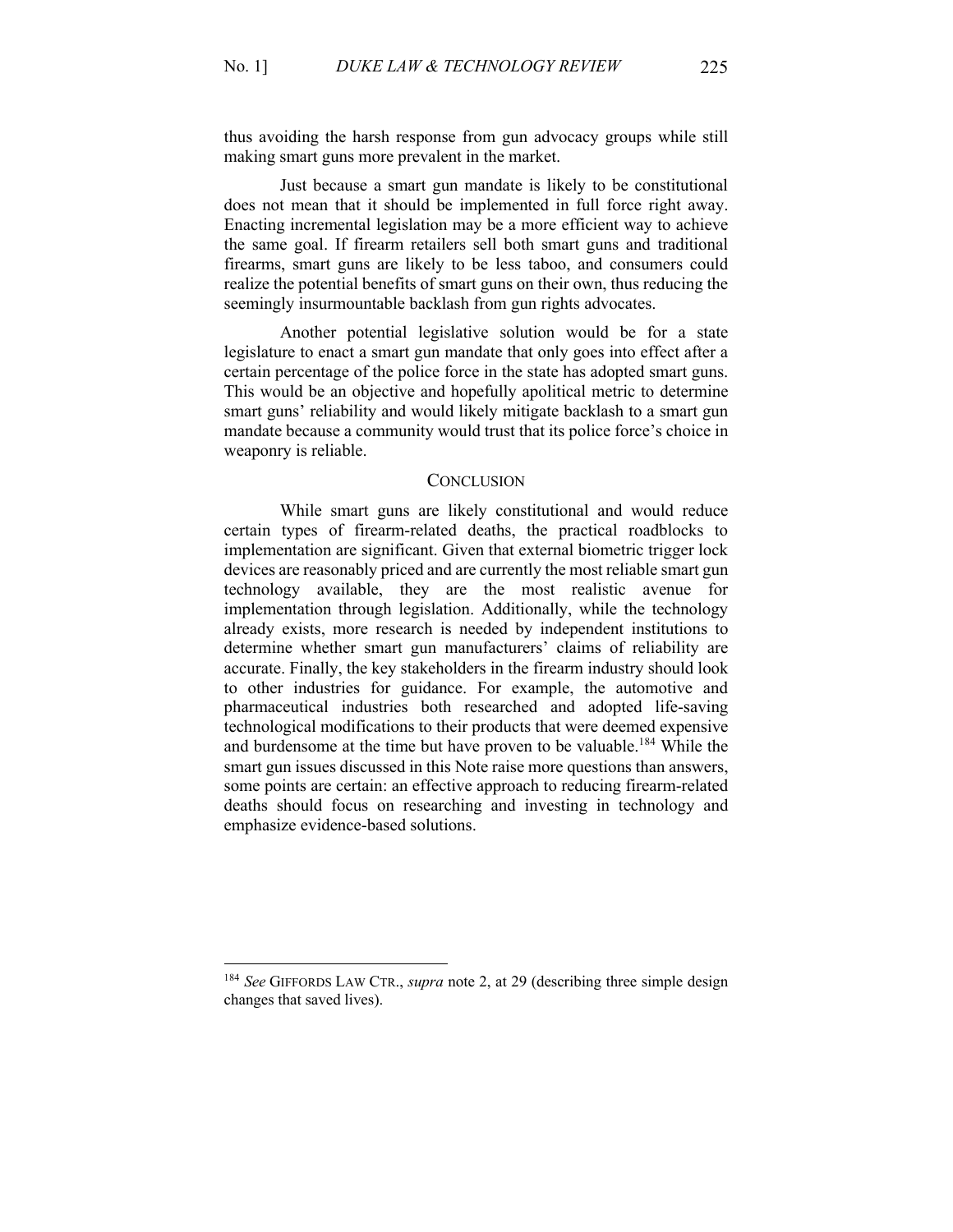thus avoiding the harsh response from gun advocacy groups while still making smart guns more prevalent in the market.

Just because a smart gun mandate is likely to be constitutional does not mean that it should be implemented in full force right away. Enacting incremental legislation may be a more efficient way to achieve the same goal. If firearm retailers sell both smart guns and traditional firearms, smart guns are likely to be less taboo, and consumers could realize the potential benefits of smart guns on their own, thus reducing the seemingly insurmountable backlash from gun rights advocates.

Another potential legislative solution would be for a state legislature to enact a smart gun mandate that only goes into effect after a certain percentage of the police force in the state has adopted smart guns. This would be an objective and hopefully apolitical metric to determine smart guns' reliability and would likely mitigate backlash to a smart gun mandate because a community would trust that its police force's choice in weaponry is reliable.

## CONCLUSION

While smart guns are likely constitutional and would reduce certain types of firearm-related deaths, the practical roadblocks to implementation are significant. Given that external biometric trigger lock devices are reasonably priced and are currently the most reliable smart gun technology available, they are the most realistic avenue for implementation through legislation. Additionally, while the technology already exists, more research is needed by independent institutions to determine whether smart gun manufacturers' claims of reliability are accurate. Finally, the key stakeholders in the firearm industry should look to other industries for guidance. For example, the automotive and pharmaceutical industries both researched and adopted life-saving technological modifications to their products that were deemed expensive and burdensome at the time but have proven to be valuable.[184] While the smart gun issues discussed in this Note raise more questions than answers, some points are certain: an effective approach to reducing firearm-related deaths should focus on researching and investing in technology and emphasize evidence-based solutions.

---

[184] *See* GIFFORDS LAW CTR., *supra* note 2, at 29 (describing three simple design changes that saved lives).